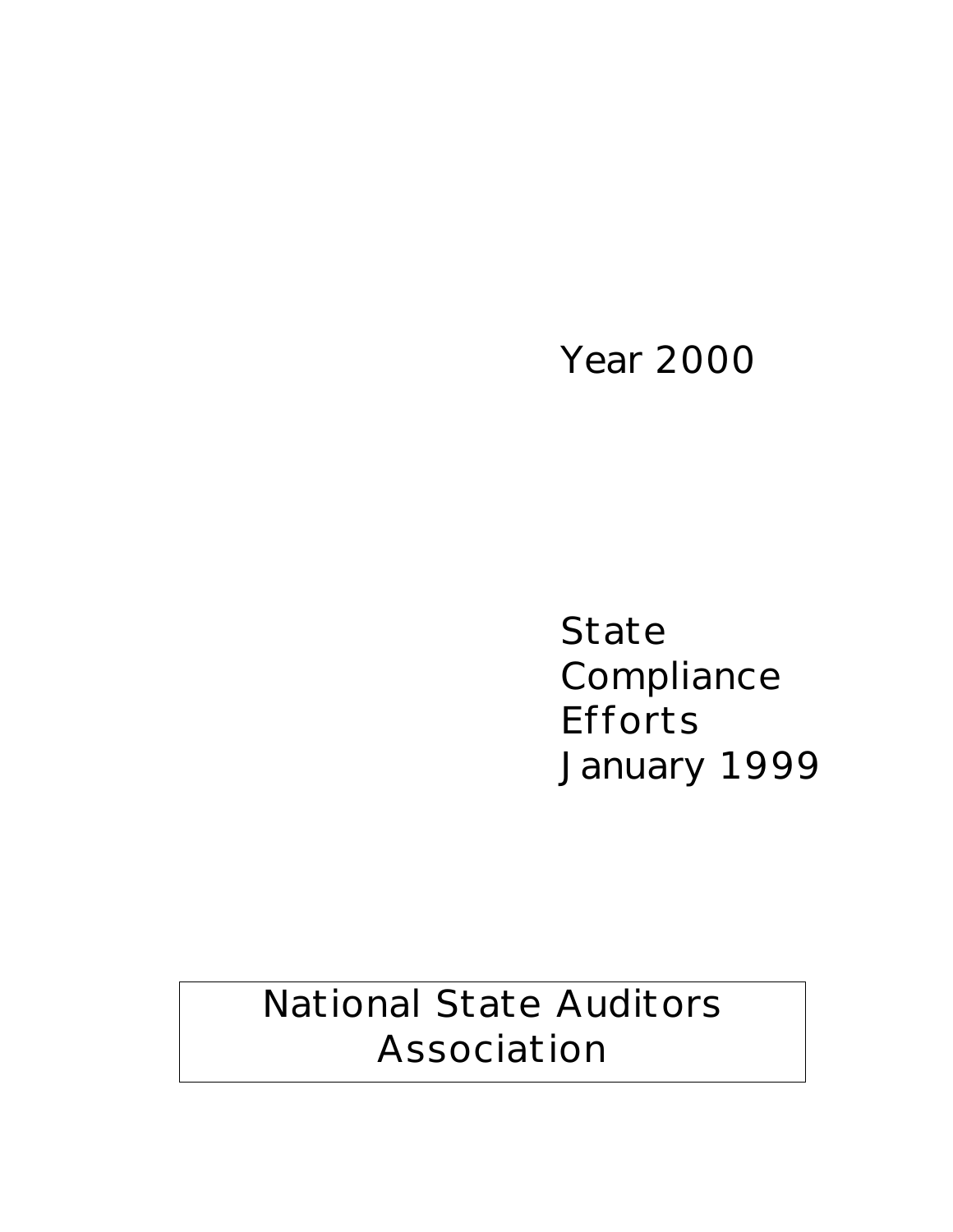# Year 2000

## State Compliance Efforts January 1999

National State Auditors Association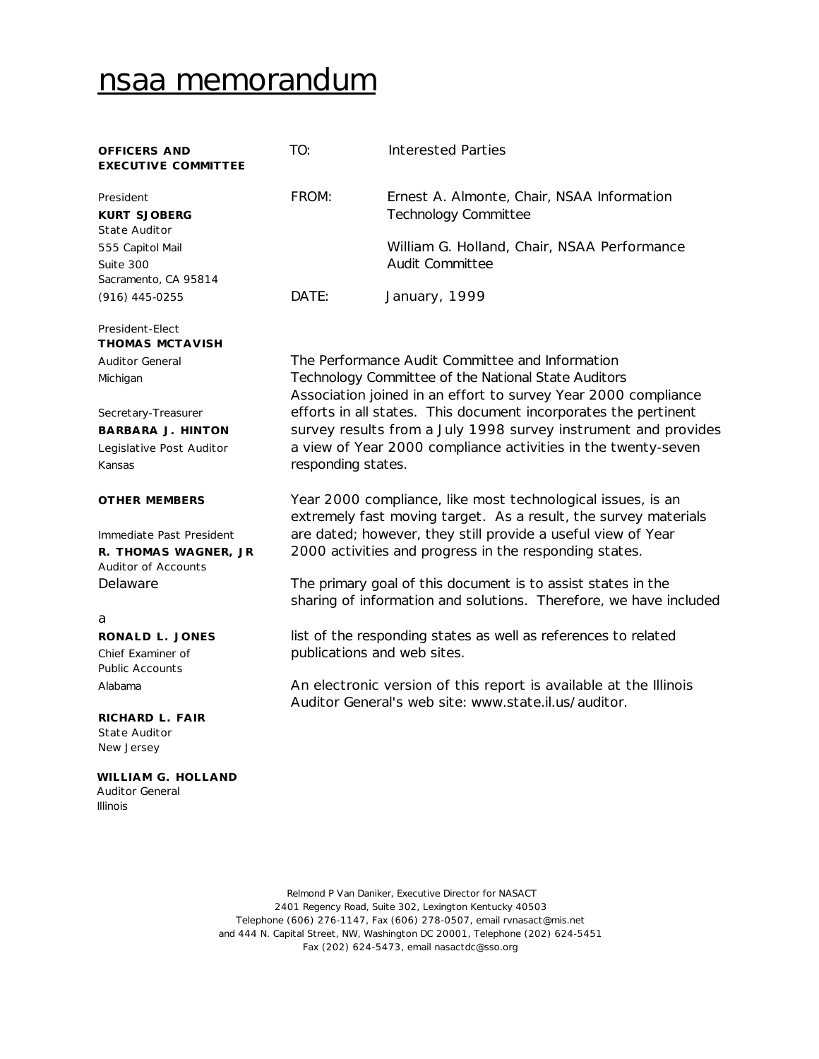# nsaa memorandum

**OFFICERS AND EXECUTIVE COMMITTEE**

President
**KURT SJOBERG**
State Auditor
555 Capitol Mail
Suite 300
Sacramento, CA 95814
(916) 445-0255

President-Elect
**THOMAS MCTAVISH**
Auditor General
Michigan

Secretary-Treasurer
**BARBARA J. HINTON**
Legislative Post Auditor
Kansas

**OTHER MEMBERS**

Immediate Past President
**R. THOMAS WAGNER, JR**
Auditor of Accounts
Delaware

**RONALD L. JONES**
Chief Examiner of
Public Accounts
Alabama

**RICHARD L. FAIR**
State Auditor
New Jersey

**WILLIAM G. HOLLAND**
Auditor General
Illinois

TO: Interested Parties

FROM: Ernest A. Almonte, Chair, NSAA Information Technology Committee

William G. Holland, Chair, NSAA Performance Audit Committee

DATE: January, 1999

The Performance Audit Committee and Information Technology Committee of the National State Auditors Association joined in an effort to survey Year 2000 compliance efforts in all states. This document incorporates the pertinent survey results from a July 1998 survey instrument and provides a view of Year 2000 compliance activities in the twenty-seven responding states.

Year 2000 compliance, like most technological issues, is an extremely fast moving target. As a result, the survey materials are dated; however, they still provide a useful view of Year 2000 activities and progress in the responding states.

The primary goal of this document is to assist states in the sharing of information and solutions. Therefore, we have included a list of the responding states as well as references to related publications and web sites.

An electronic version of this report is available at the Illinois Auditor General's web site: www.state.il.us/auditor.

Relmond P Van Daniker, Executive Director for NASACT
2401 Regency Road, Suite 302, Lexington Kentucky 40503
Telephone (606) 276-1147, Fax (606) 278-0507, email rvnasact@mis.net
and 444 N. Capital Street, NW, Washington DC 20001, Telephone (202) 624-5451
Fax (202) 624-5473, email nasactdc@sso.org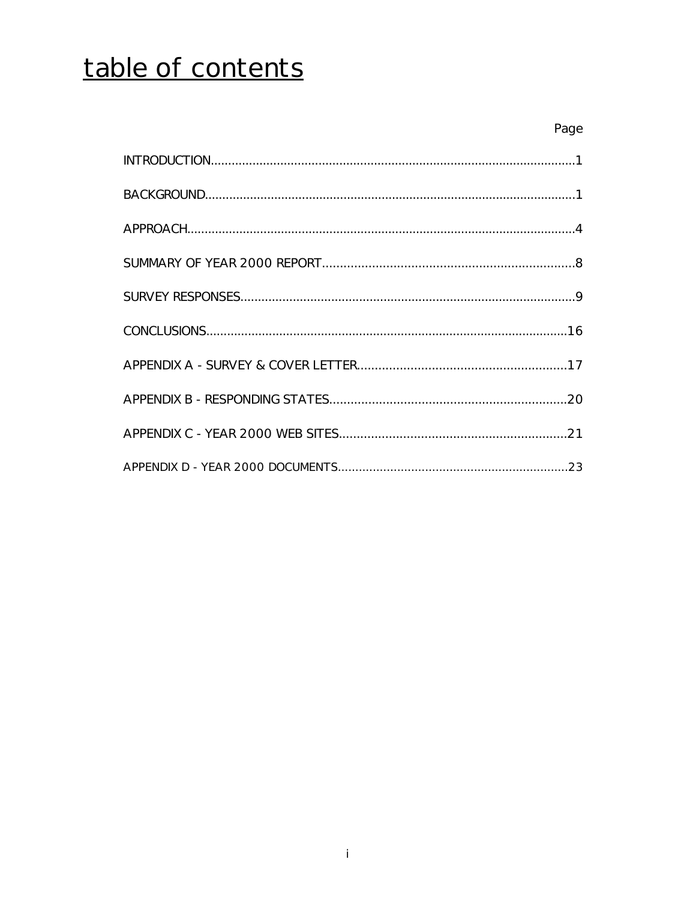# table of contents

| | Page |
|---|---|
| INTRODUCTION | 1 |
| BACKGROUND | 1 |
| APPROACH | 4 |
| SUMMARY OF YEAR 2000 REPORT | 8 |
| SURVEY RESPONSES | 9 |
| CONCLUSIONS | 16 |
| APPENDIX A - SURVEY & COVER LETTER | 17 |
| APPENDIX B - RESPONDING STATES | 20 |
| APPENDIX C - YEAR 2000 WEB SITES | 21 |
| APPENDIX D - YEAR 2000 DOCUMENTS | 23 |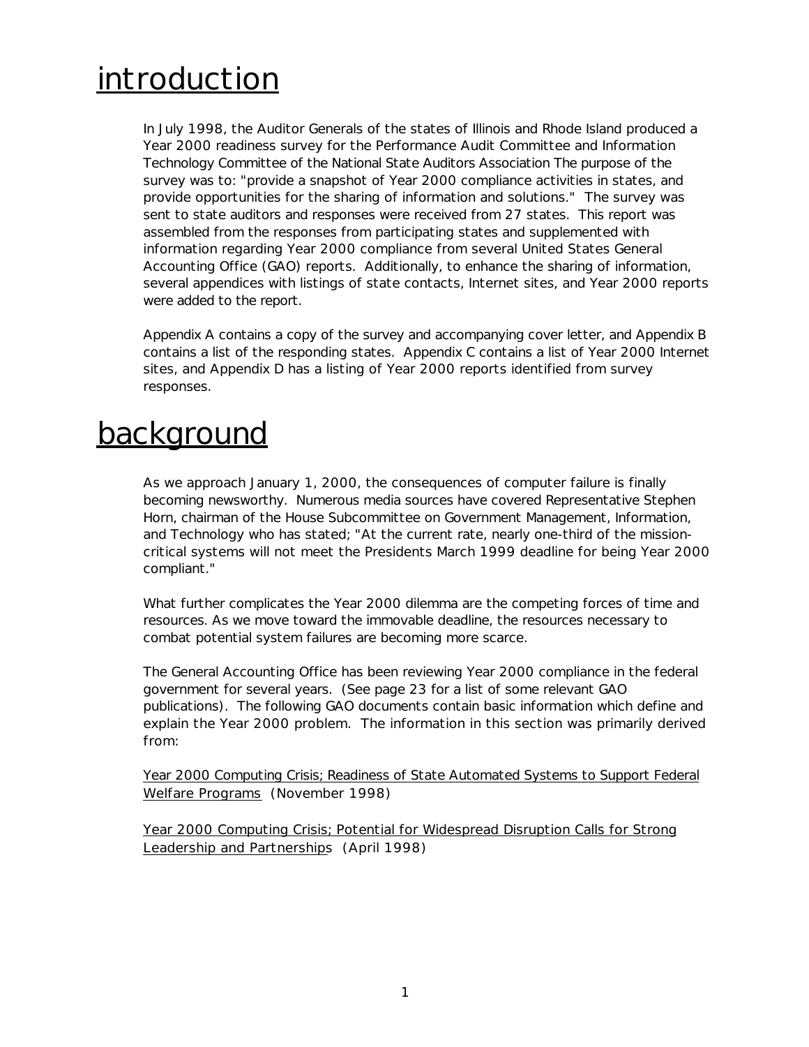# introduction

In July 1998, the Auditor Generals of the states of Illinois and Rhode Island produced a Year 2000 readiness survey for the Performance Audit Committee and Information Technology Committee of the National State Auditors Association The purpose of the survey was to: "provide a snapshot of Year 2000 compliance activities in states, and provide opportunities for the sharing of information and solutions." The survey was sent to state auditors and responses were received from 27 states. This report was assembled from the responses from participating states and supplemented with information regarding Year 2000 compliance from several United States General Accounting Office (GAO) reports. Additionally, to enhance the sharing of information, several appendices with listings of state contacts, Internet sites, and Year 2000 reports were added to the report.

Appendix A contains a copy of the survey and accompanying cover letter, and Appendix B contains a list of the responding states. Appendix C contains a list of Year 2000 Internet sites, and Appendix D has a listing of Year 2000 reports identified from survey responses.

# background

As we approach January 1, 2000, the consequences of computer failure is finally becoming newsworthy. Numerous media sources have covered Representative Stephen Horn, chairman of the House Subcommittee on Government Management, Information, and Technology who has stated; "At the current rate, nearly one-third of the mission-critical systems will not meet the Presidents March 1999 deadline for being Year 2000 compliant."

What further complicates the Year 2000 dilemma are the competing forces of time and resources. As we move toward the immovable deadline, the resources necessary to combat potential system failures are becoming more scarce.

The General Accounting Office has been reviewing Year 2000 compliance in the federal government for several years. (See page 23 for a list of some relevant GAO publications). The following GAO documents contain basic information which define and explain the Year 2000 problem. The information in this section was primarily derived from:

Year 2000 Computing Crisis; Readiness of State Automated Systems to Support Federal Welfare Programs (November 1998)

Year 2000 Computing Crisis; Potential for Widespread Disruption Calls for Strong Leadership and Partnerships (April 1998)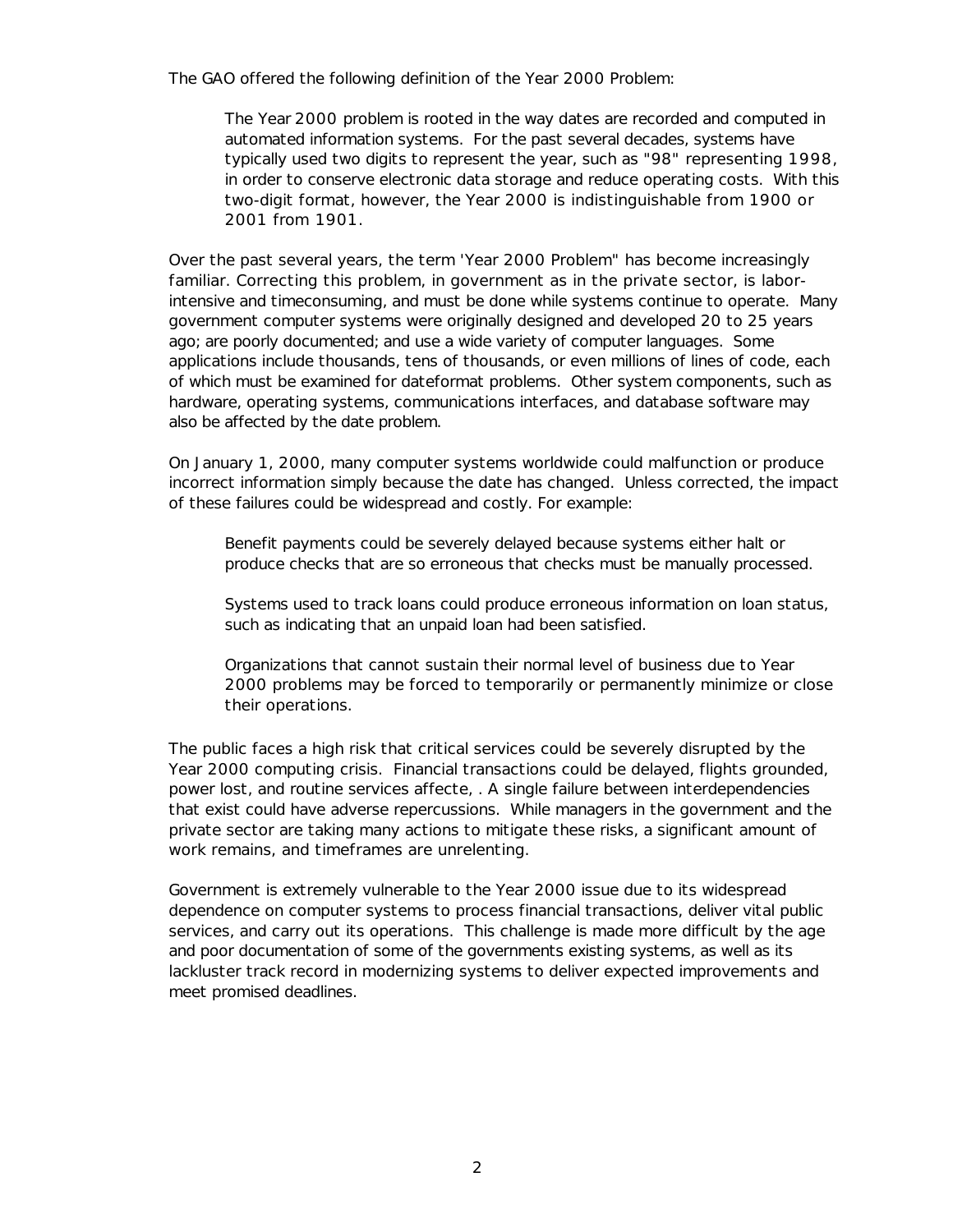The GAO offered the following definition of the Year 2000 Problem:

> The Year 2000 problem is rooted in the way dates are recorded and computed in automated information systems. For the past several decades, systems have typically used two digits to represent the year, such as "98" representing 1998, in order to conserve electronic data storage and reduce operating costs. With this two-digit format, however, the Year 2000 is indistinguishable from 1900 or 2001 from 1901.

Over the past several years, the term 'Year 2000 Problem" has become increasingly familiar. Correcting this problem, in government as in the private sector, is labor-intensive and timeconsuming, and must be done while systems continue to operate. Many government computer systems were originally designed and developed 20 to 25 years ago; are poorly documented; and use a wide variety of computer languages. Some applications include thousands, tens of thousands, or even millions of lines of code, each of which must be examined for dateformat problems. Other system components, such as hardware, operating systems, communications interfaces, and database software may also be affected by the date problem.

On January 1, 2000, many computer systems worldwide could malfunction or produce incorrect information simply because the date has changed. Unless corrected, the impact of these failures could be widespread and costly. For example:

> Benefit payments could be severely delayed because systems either halt or produce checks that are so erroneous that checks must be manually processed.
>
> Systems used to track loans could produce erroneous information on loan status, such as indicating that an unpaid loan had been satisfied.
>
> Organizations that cannot sustain their normal level of business due to Year 2000 problems may be forced to temporarily or permanently minimize or close their operations.

The public faces a high risk that critical services could be severely disrupted by the Year 2000 computing crisis. Financial transactions could be delayed, flights grounded, power lost, and routine services affecte, . A single failure between interdependencies that exist could have adverse repercussions. While managers in the government and the private sector are taking many actions to mitigate these risks, a significant amount of work remains, and timeframes are unrelenting.

Government is extremely vulnerable to the Year 2000 issue due to its widespread dependence on computer systems to process financial transactions, deliver vital public services, and carry out its operations. This challenge is made more difficult by the age and poor documentation of some of the governments existing systems, as well as its lackluster track record in modernizing systems to deliver expected improvements and meet promised deadlines.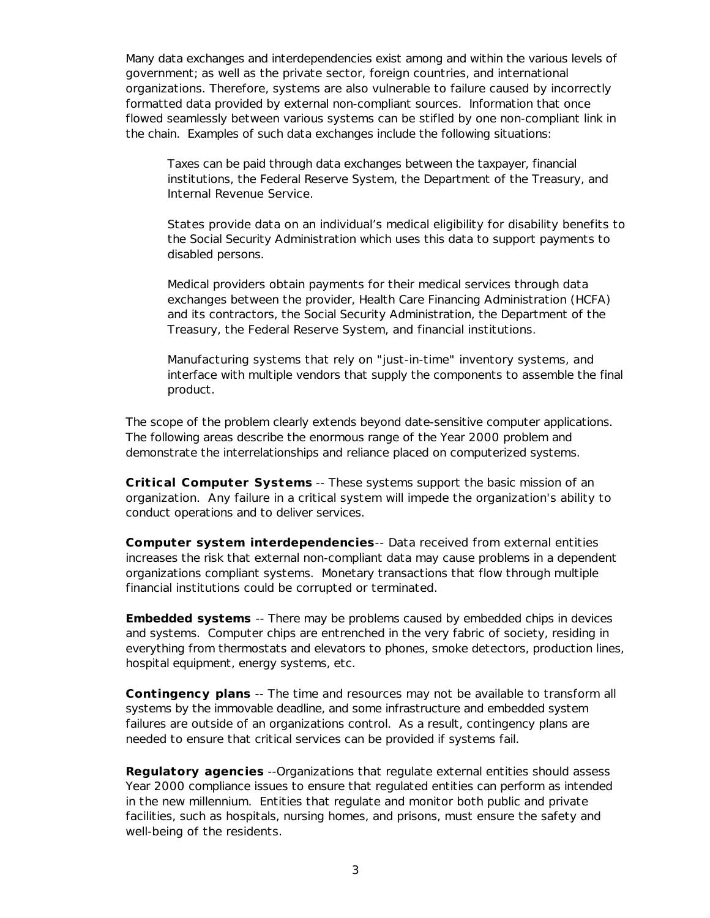Many data exchanges and interdependencies exist among and within the various levels of government; as well as the private sector, foreign countries, and international organizations. Therefore, systems are also vulnerable to failure caused by incorrectly formatted data provided by external non-compliant sources. Information that once flowed seamlessly between various systems can be stifled by one non-compliant link in the chain. Examples of such data exchanges include the following situations:

> Taxes can be paid through data exchanges between the taxpayer, financial institutions, the Federal Reserve System, the Department of the Treasury, and Internal Revenue Service.
>
> States provide data on an individual's medical eligibility for disability benefits to the Social Security Administration which uses this data to support payments to disabled persons.
>
> Medical providers obtain payments for their medical services through data exchanges between the provider, Health Care Financing Administration (HCFA) and its contractors, the Social Security Administration, the Department of the Treasury, the Federal Reserve System, and financial institutions.
>
> Manufacturing systems that rely on "just-in-time" inventory systems, and interface with multiple vendors that supply the components to assemble the final product.

The scope of the problem clearly extends beyond date-sensitive computer applications. The following areas describe the enormous range of the Year 2000 problem and demonstrate the interrelationships and reliance placed on computerized systems.

**Critical Computer Systems** -- These systems support the basic mission of an organization. Any failure in a critical system will impede the organization's ability to conduct operations and to deliver services.

**Computer system interdependencies**-- Data received from external entities increases the risk that external non-compliant data may cause problems in a dependent organizations compliant systems. Monetary transactions that flow through multiple financial institutions could be corrupted or terminated.

**Embedded systems** -- There may be problems caused by embedded chips in devices and systems. Computer chips are entrenched in the very fabric of society, residing in everything from thermostats and elevators to phones, smoke detectors, production lines, hospital equipment, energy systems, etc.

**Contingency plans** -- The time and resources may not be available to transform all systems by the immovable deadline, and some infrastructure and embedded system failures are outside of an organizations control. As a result, contingency plans are needed to ensure that critical services can be provided if systems fail.

**Regulatory agencies** --Organizations that regulate external entities should assess Year 2000 compliance issues to ensure that regulated entities can perform as intended in the new millennium. Entities that regulate and monitor both public and private facilities, such as hospitals, nursing homes, and prisons, must ensure the safety and well-being of the residents.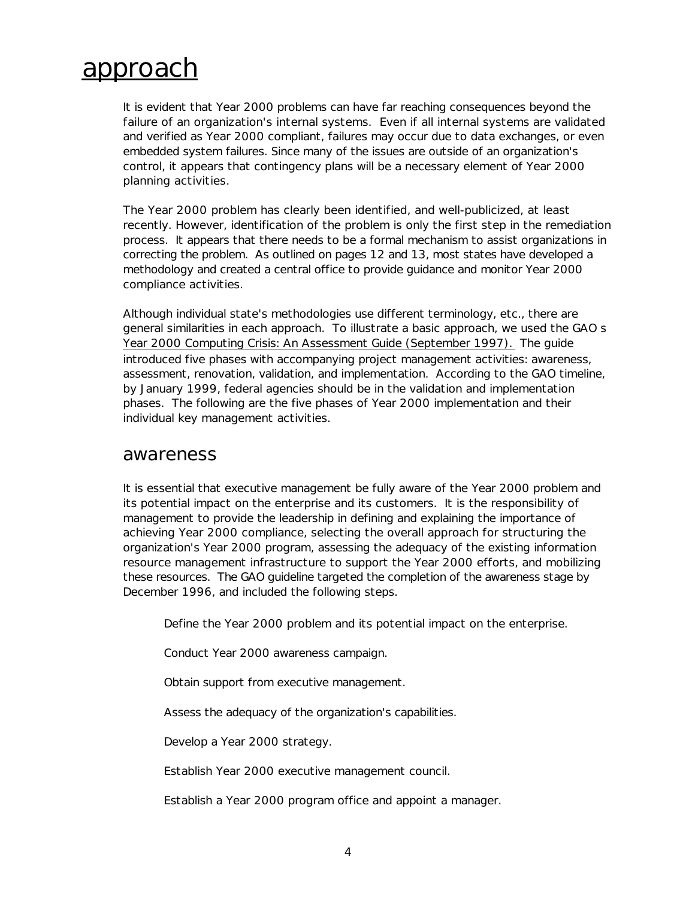# approach

It is evident that Year 2000 problems can have far reaching consequences beyond the failure of an organization's internal systems. Even if all internal systems are validated and verified as Year 2000 compliant, failures may occur due to data exchanges, or even embedded system failures. Since many of the issues are outside of an organization's control, it appears that contingency plans will be a necessary element of Year 2000 planning activities.

The Year 2000 problem has clearly been identified, and well-publicized, at least recently. However, identification of the problem is only the first step in the remediation process. It appears that there needs to be a formal mechanism to assist organizations in correcting the problem. As outlined on pages 12 and 13, most states have developed a methodology and created a central office to provide guidance and monitor Year 2000 compliance activities.

Although individual state's methodologies use different terminology, etc., there are general similarities in each approach. To illustrate a basic approach, we used the GAO s Year 2000 Computing Crisis: An Assessment Guide (September 1997). The guide introduced five phases with accompanying project management activities: awareness, assessment, renovation, validation, and implementation. According to the GAO timeline, by January 1999, federal agencies should be in the validation and implementation phases. The following are the five phases of Year 2000 implementation and their individual key management activities.

## awareness

It is essential that executive management be fully aware of the Year 2000 problem and its potential impact on the enterprise and its customers. It is the responsibility of management to provide the leadership in defining and explaining the importance of achieving Year 2000 compliance, selecting the overall approach for structuring the organization's Year 2000 program, assessing the adequacy of the existing information resource management infrastructure to support the Year 2000 efforts, and mobilizing these resources. The GAO guideline targeted the completion of the awareness stage by December 1996, and included the following steps.

- Define the Year 2000 problem and its potential impact on the enterprise.
- Conduct Year 2000 awareness campaign.
- Obtain support from executive management.
- Assess the adequacy of the organization's capabilities.
- Develop a Year 2000 strategy.
- Establish Year 2000 executive management council.
- Establish a Year 2000 program office and appoint a manager.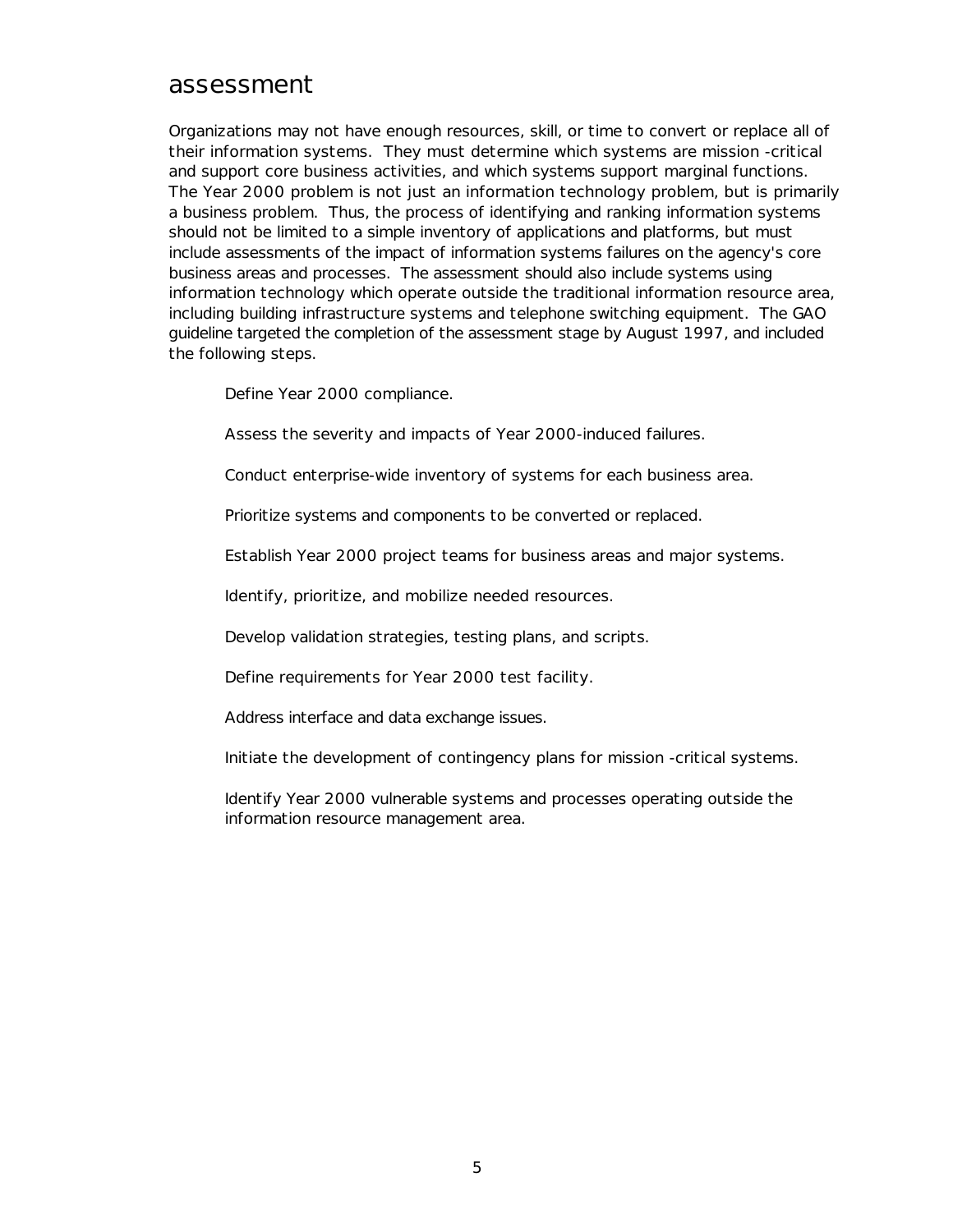## assessment

Organizations may not have enough resources, skill, or time to convert or replace all of their information systems. They must determine which systems are mission -critical and support core business activities, and which systems support marginal functions. The Year 2000 problem is not just an information technology problem, but is primarily a business problem. Thus, the process of identifying and ranking information systems should not be limited to a simple inventory of applications and platforms, but must include assessments of the impact of information systems failures on the agency's core business areas and processes. The assessment should also include systems using information technology which operate outside the traditional information resource area, including building infrastructure systems and telephone switching equipment. The GAO guideline targeted the completion of the assessment stage by August 1997, and included the following steps.

Define Year 2000 compliance.

Assess the severity and impacts of Year 2000-induced failures.

Conduct enterprise-wide inventory of systems for each business area.

Prioritize systems and components to be converted or replaced.

Establish Year 2000 project teams for business areas and major systems.

Identify, prioritize, and mobilize needed resources.

Develop validation strategies, testing plans, and scripts.

Define requirements for Year 2000 test facility.

Address interface and data exchange issues.

Initiate the development of contingency plans for mission -critical systems.

Identify Year 2000 vulnerable systems and processes operating outside the information resource management area.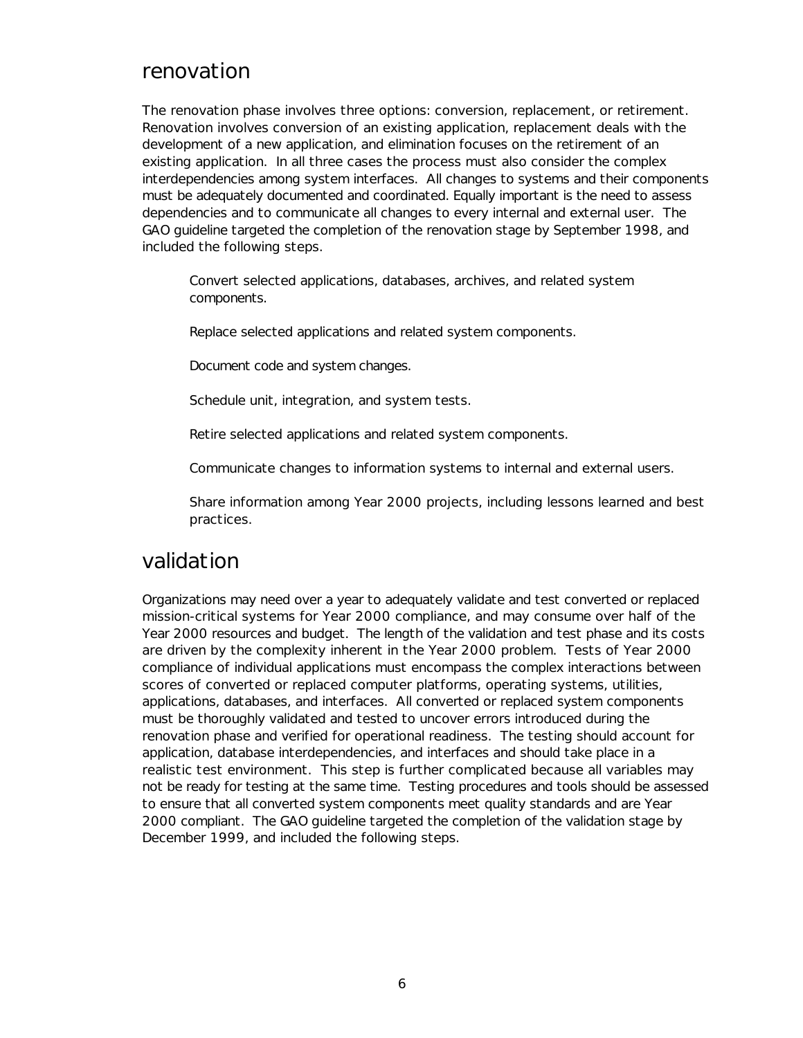## renovation

The renovation phase involves three options: conversion, replacement, or retirement. Renovation involves conversion of an existing application, replacement deals with the development of a new application, and elimination focuses on the retirement of an existing application. In all three cases the process must also consider the complex interdependencies among system interfaces. All changes to systems and their components must be adequately documented and coordinated. Equally important is the need to assess dependencies and to communicate all changes to every internal and external user. The GAO guideline targeted the completion of the renovation stage by September 1998, and included the following steps.

- Convert selected applications, databases, archives, and related system components.
- Replace selected applications and related system components.
- Document code and system changes.
- Schedule unit, integration, and system tests.
- Retire selected applications and related system components.
- Communicate changes to information systems to internal and external users.
- Share information among Year 2000 projects, including lessons learned and best practices.

## validation

Organizations may need over a year to adequately validate and test converted or replaced mission-critical systems for Year 2000 compliance, and may consume over half of the Year 2000 resources and budget. The length of the validation and test phase and its costs are driven by the complexity inherent in the Year 2000 problem. Tests of Year 2000 compliance of individual applications must encompass the complex interactions between scores of converted or replaced computer platforms, operating systems, utilities, applications, databases, and interfaces. All converted or replaced system components must be thoroughly validated and tested to uncover errors introduced during the renovation phase and verified for operational readiness. The testing should account for application, database interdependencies, and interfaces and should take place in a realistic test environment. This step is further complicated because all variables may not be ready for testing at the same time. Testing procedures and tools should be assessed to ensure that all converted system components meet quality standards and are Year 2000 compliant. The GAO guideline targeted the completion of the validation stage by December 1999, and included the following steps.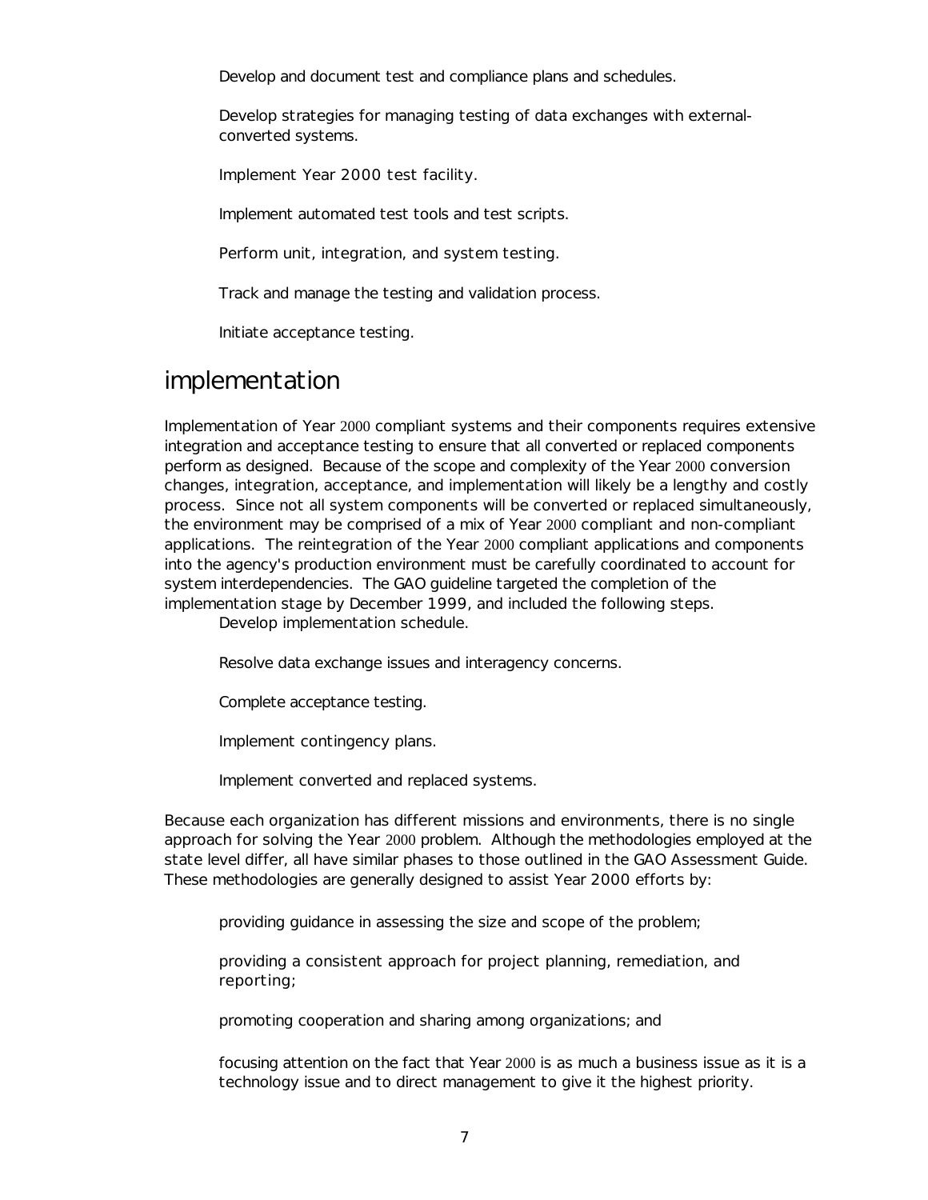Develop and document test and compliance plans and schedules.

Develop strategies for managing testing of data exchanges with external-converted systems.

Implement Year 2000 test facility.

Implement automated test tools and test scripts.

Perform unit, integration, and system testing.

Track and manage the testing and validation process.

Initiate acceptance testing.

## implementation

Implementation of Year 2000 compliant systems and their components requires extensive integration and acceptance testing to ensure that all converted or replaced components perform as designed. Because of the scope and complexity of the Year 2000 conversion changes, integration, acceptance, and implementation will likely be a lengthy and costly process. Since not all system components will be converted or replaced simultaneously, the environment may be comprised of a mix of Year 2000 compliant and non-compliant applications. The reintegration of the Year 2000 compliant applications and components into the agency's production environment must be carefully coordinated to account for system interdependencies. The GAO guideline targeted the completion of the implementation stage by December 1999, and included the following steps.

Develop implementation schedule.

Resolve data exchange issues and interagency concerns.

Complete acceptance testing.

Implement contingency plans.

Implement converted and replaced systems.

Because each organization has different missions and environments, there is no single approach for solving the Year 2000 problem. Although the methodologies employed at the state level differ, all have similar phases to those outlined in the GAO Assessment Guide. These methodologies are generally designed to assist Year 2000 efforts by:

providing guidance in assessing the size and scope of the problem;

providing a consistent approach for project planning, remediation, and reporting;

promoting cooperation and sharing among organizations; and

focusing attention on the fact that Year 2000 is as much a business issue as it is a technology issue and to direct management to give it the highest priority.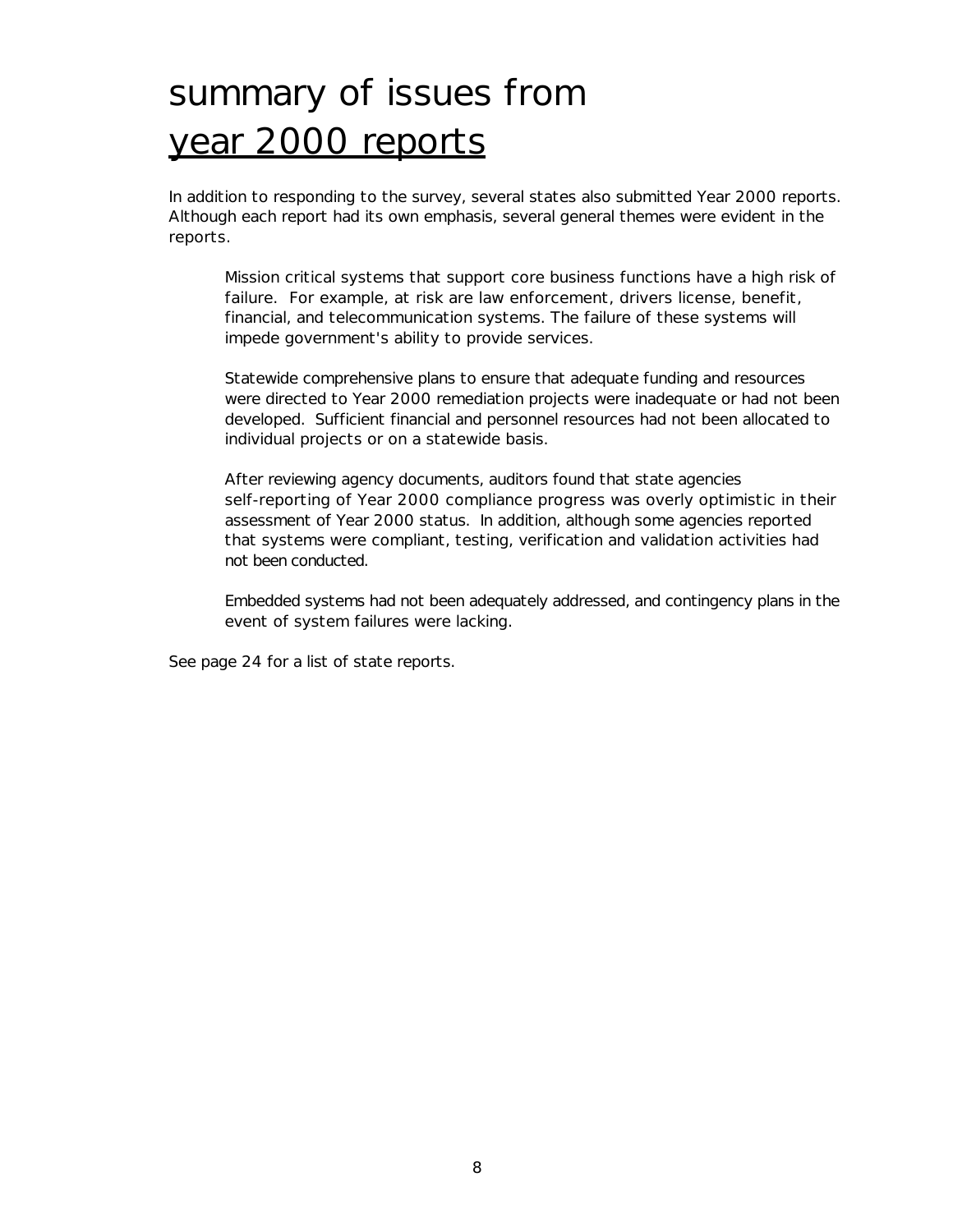# summary of issues from year 2000 reports

In addition to responding to the survey, several states also submitted Year 2000 reports. Although each report had its own emphasis, several general themes were evident in the reports.

> Mission critical systems that support core business functions have a high risk of failure. For example, at risk are law enforcement, drivers license, benefit, financial, and telecommunication systems. The failure of these systems will impede government's ability to provide services.
>
> Statewide comprehensive plans to ensure that adequate funding and resources were directed to Year 2000 remediation projects were inadequate or had not been developed. Sufficient financial and personnel resources had not been allocated to individual projects or on a statewide basis.
>
> After reviewing agency documents, auditors found that state agencies self-reporting of Year 2000 compliance progress was overly optimistic in their assessment of Year 2000 status. In addition, although some agencies reported that systems were compliant, testing, verification and validation activities had not been conducted.
>
> Embedded systems had not been adequately addressed, and contingency plans in the event of system failures were lacking.

See page 24 for a list of state reports.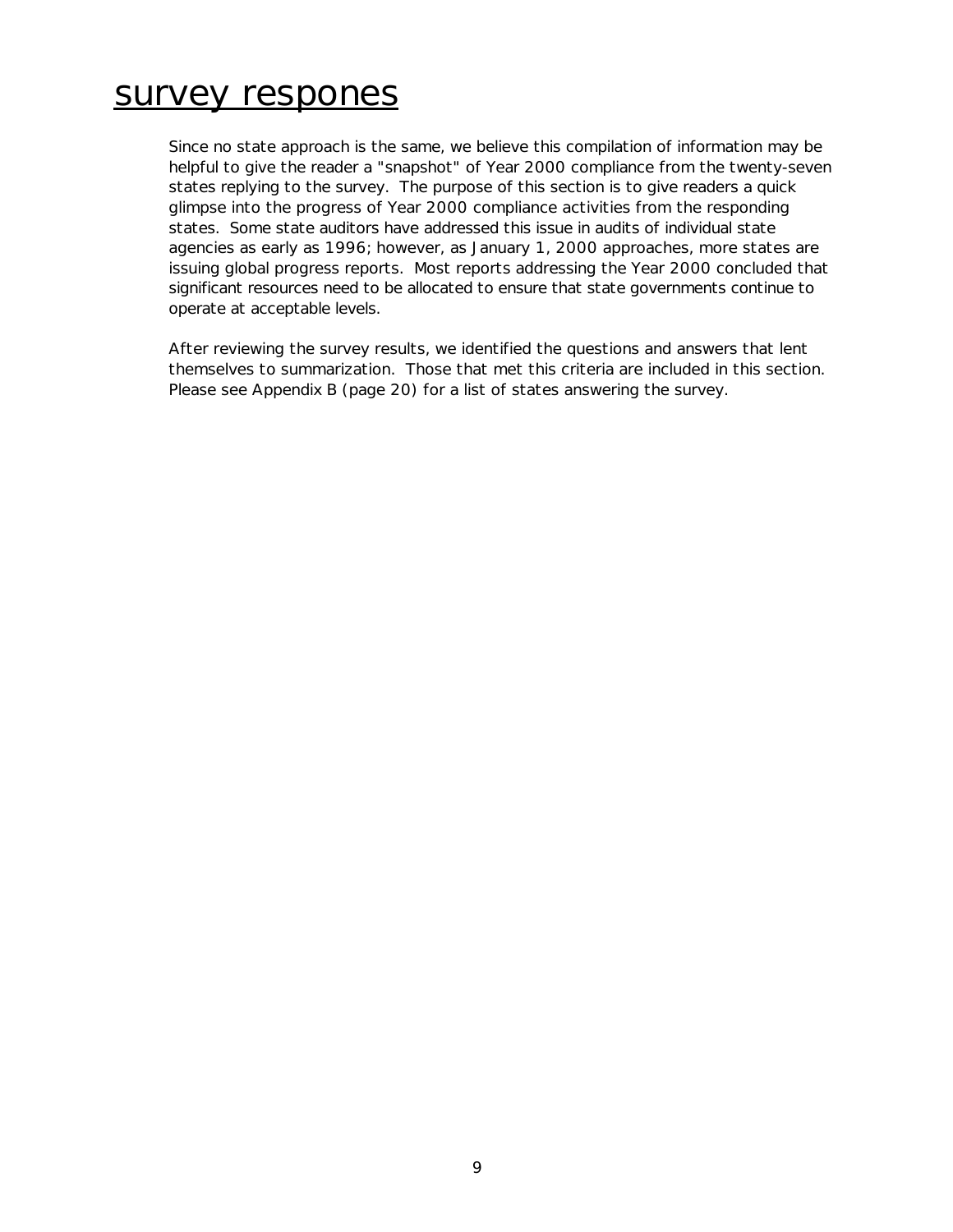# survey respones

Since no state approach is the same, we believe this compilation of information may be helpful to give the reader a "snapshot" of Year 2000 compliance from the twenty-seven states replying to the survey. The purpose of this section is to give readers a quick glimpse into the progress of Year 2000 compliance activities from the responding states. Some state auditors have addressed this issue in audits of individual state agencies as early as 1996; however, as January 1, 2000 approaches, more states are issuing global progress reports. Most reports addressing the Year 2000 concluded that significant resources need to be allocated to ensure that state governments continue to operate at acceptable levels.

After reviewing the survey results, we identified the questions and answers that lent themselves to summarization. Those that met this criteria are included in this section. Please see Appendix B (page 20) for a list of states answering the survey.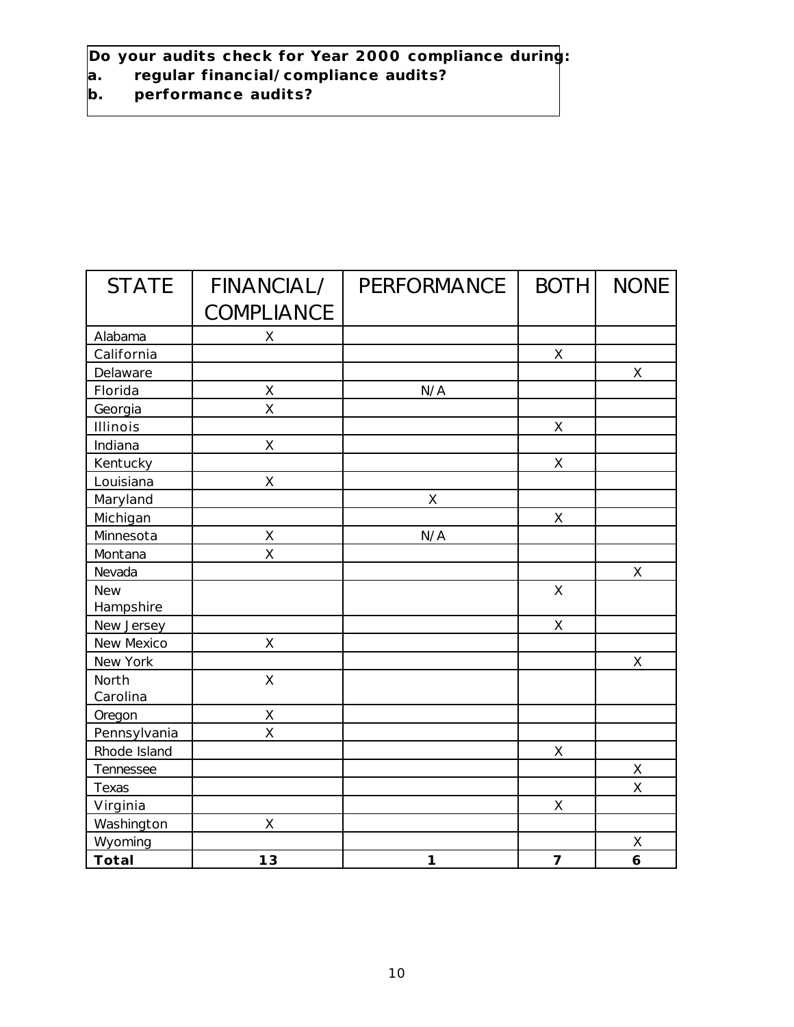**Do your audits check for Year 2000 compliance during:**
**a. regular financial/compliance audits?**
**b. performance audits?**

| STATE | FINANCIAL/ COMPLIANCE | PERFORMANCE | BOTH | NONE |
|---|---|---|---|---|
| Alabama | X | | | |
| California | | | X | |
| Delaware | | | | X |
| Florida | X | N/A | | |
| Georgia | X | | | |
| Illinois | | | X | |
| Indiana | X | | | |
| Kentucky | | | X | |
| Louisiana | X | | | |
| Maryland | | X | | |
| Michigan | | | X | |
| Minnesota | X | N/A | | |
| Montana | X | | | |
| Nevada | | | | X |
| New Hampshire | | | X | |
| New Jersey | | | X | |
| New Mexico | X | | | |
| New York | | | | X |
| North Carolina | X | | | |
| Oregon | X | | | |
| Pennsylvania | X | | | |
| Rhode Island | | | X | |
| Tennessee | | | | X |
| Texas | | | | X |
| Virginia | | | X | |
| Washington | X | | | |
| Wyoming | | | | X |
| **Total** | **13** | **1** | **7** | **6** |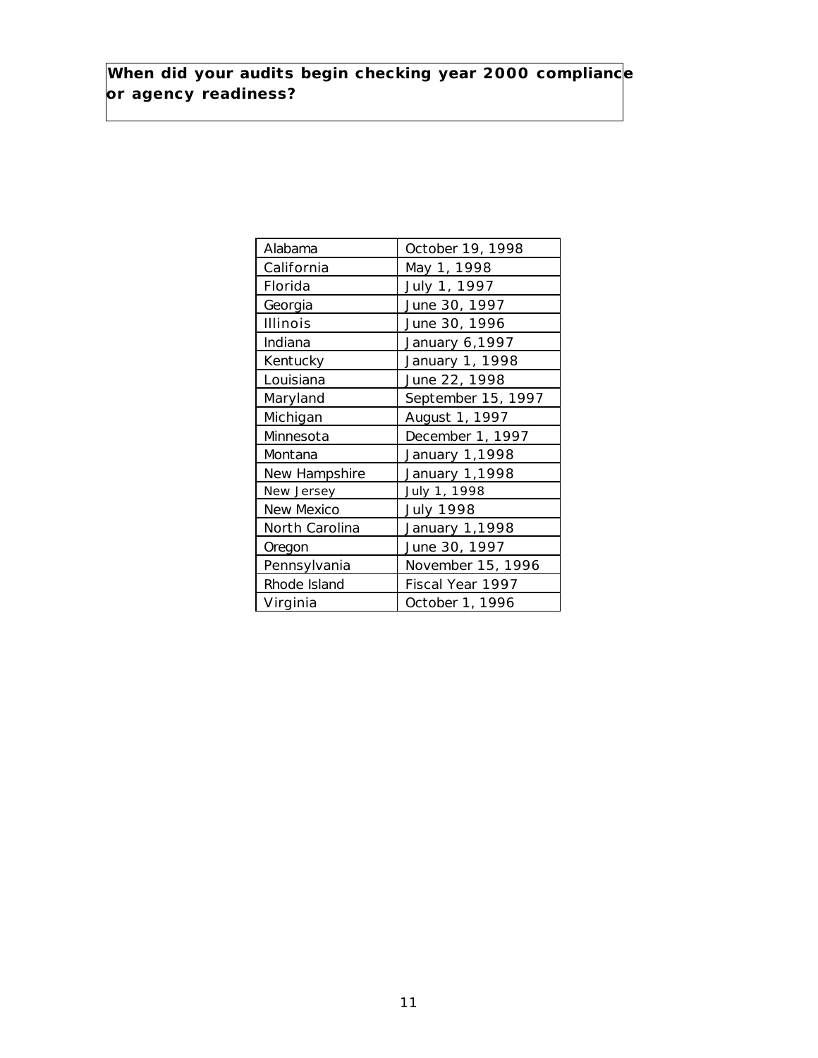**When did your audits begin checking year 2000 compliance or agency readiness?**

| | |
|---|---|
| Alabama | October 19, 1998 |
| California | May 1, 1998 |
| Florida | July 1, 1997 |
| Georgia | June 30, 1997 |
| Illinois | June 30, 1996 |
| Indiana | January 6,1997 |
| Kentucky | January 1, 1998 |
| Louisiana | June 22, 1998 |
| Maryland | September 15, 1997 |
| Michigan | August 1, 1997 |
| Minnesota | December 1, 1997 |
| Montana | January 1,1998 |
| New Hampshire | January 1,1998 |
| New Jersey | July 1, 1998 |
| New Mexico | July 1998 |
| North Carolina | January 1,1998 |
| Oregon | June 30, 1997 |
| Pennsylvania | November 15, 1996 |
| Rhode Island | Fiscal Year 1997 |
| Virginia | October 1, 1996 |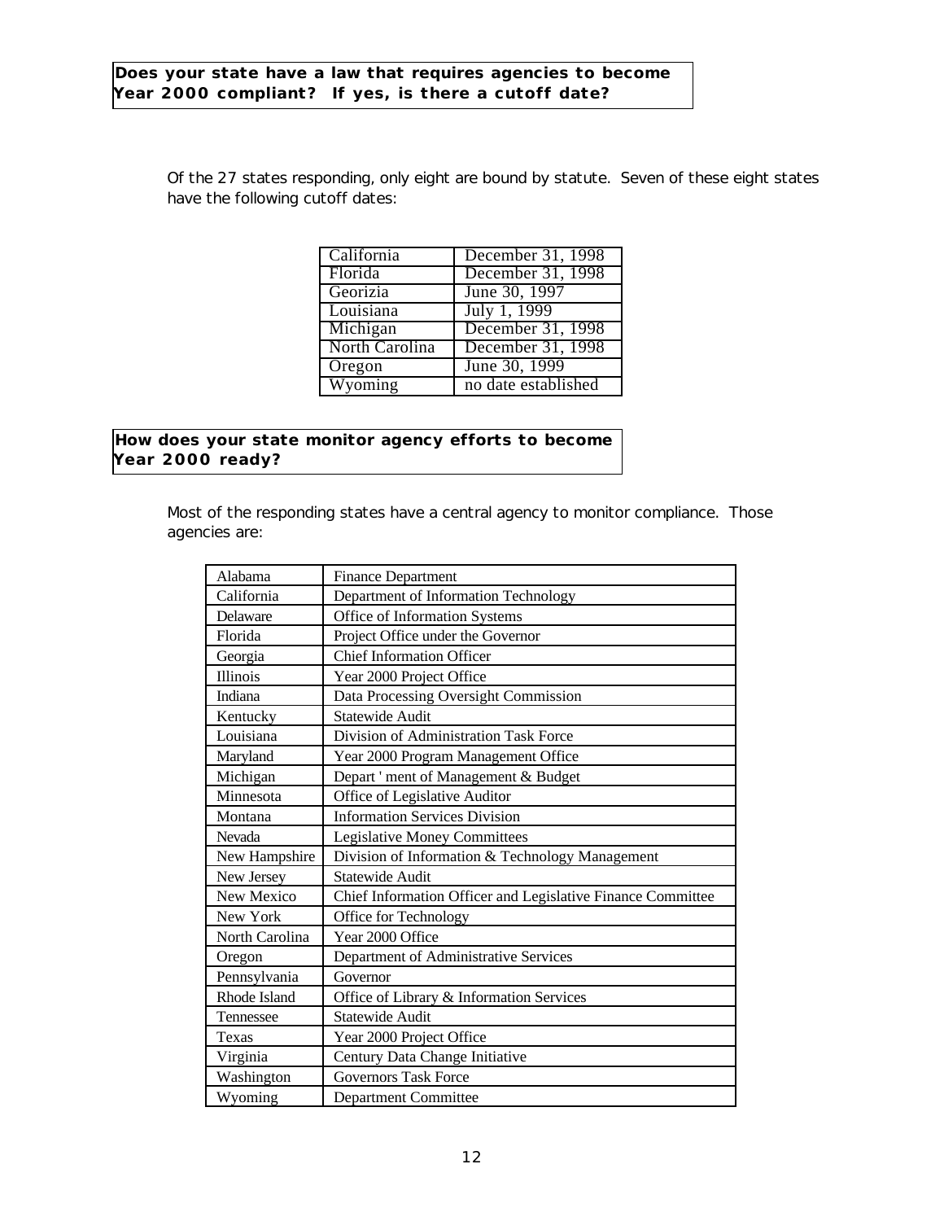**Does your state have a law that requires agencies to become Year 2000 compliant? If yes, is there a cutoff date?**

Of the 27 states responding, only eight are bound by statute. Seven of these eight states have the following cutoff dates:

| | |
|---|---|
| California | December 31, 1998 |
| Florida | December 31, 1998 |
| Georizia | June 30, 1997 |
| Louisiana | July 1, 1999 |
| Michigan | December 31, 1998 |
| North Carolina | December 31, 1998 |
| Oregon | June 30, 1999 |
| Wyoming | no date established |

**How does your state monitor agency efforts to become Year 2000 ready?**

Most of the responding states have a central agency to monitor compliance. Those agencies are:

| | |
|---|---|
| Alabama | Finance Department |
| California | Department of Information Technology |
| Delaware | Office of Information Systems |
| Florida | Project Office under the Governor |
| Georgia | Chief Information Officer |
| Illinois | Year 2000 Project Office |
| Indiana | Data Processing Oversight Commission |
| Kentucky | Statewide Audit |
| Louisiana | Division of Administration Task Force |
| Maryland | Year 2000 Program Management Office |
| Michigan | Depart ' ment of Management & Budget |
| Minnesota | Office of Legislative Auditor |
| Montana | Information Services Division |
| Nevada | Legislative Money Committees |
| New Hampshire | Division of Information & Technology Management |
| New Jersey | Statewide Audit |
| New Mexico | Chief Information Officer and Legislative Finance Committee |
| New York | Office for Technology |
| North Carolina | Year 2000 Office |
| Oregon | Department of Administrative Services |
| Pennsylvania | Governor |
| Rhode Island | Office of Library & Information Services |
| Tennessee | Statewide Audit |
| Texas | Year 2000 Project Office |
| Virginia | Century Data Change Initiative |
| Washington | Governors Task Force |
| Wyoming | Department Committee |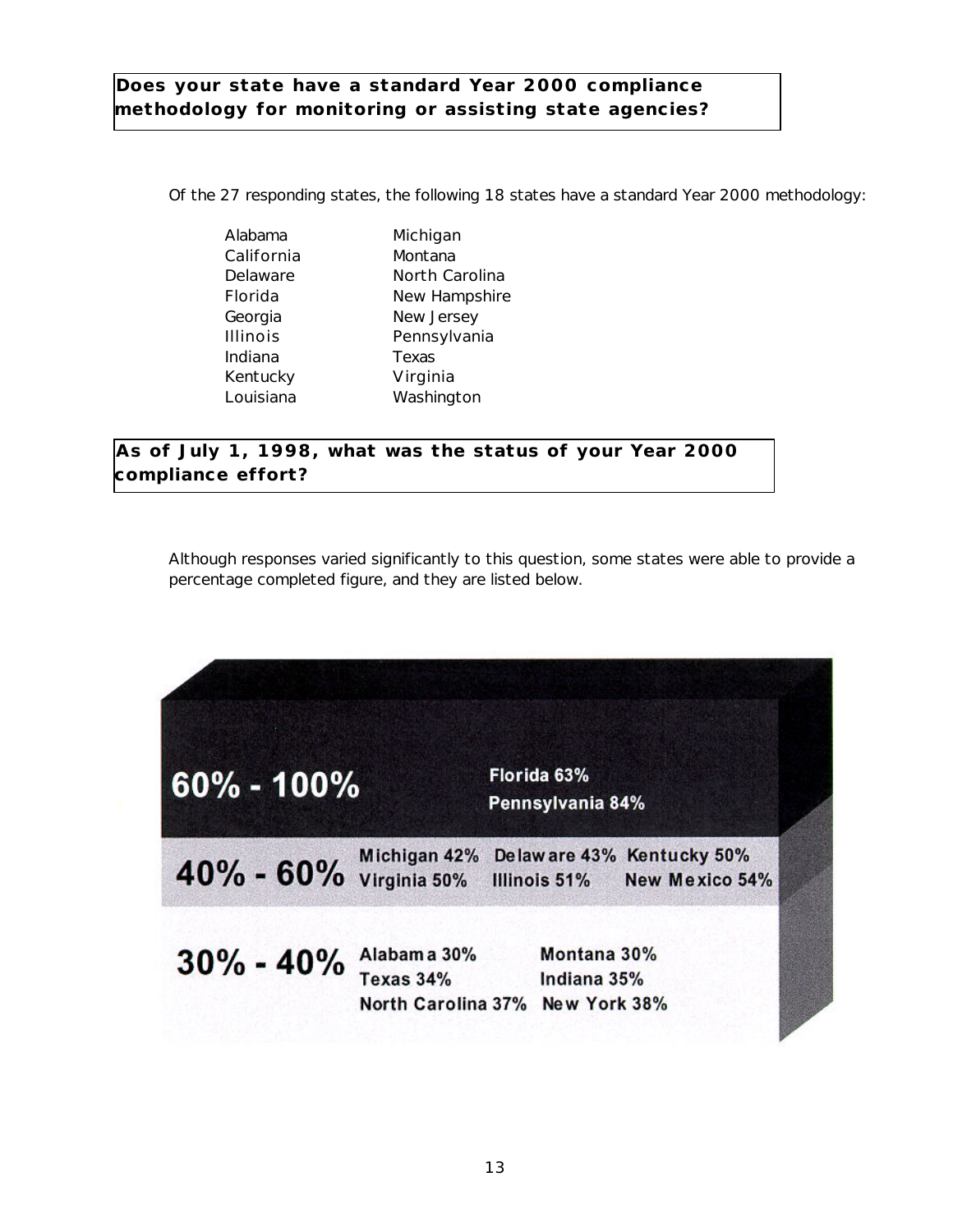## Does your state have a standard Year 2000 compliance methodology for monitoring or assisting state agencies?

Of the 27 responding states, the following 18 states have a standard Year 2000 methodology:

| | |
|---|---|
| Alabama | Michigan |
| California | Montana |
| Delaware | North Carolina |
| Florida | New Hampshire |
| Georgia | New Jersey |
| Illinois | Pennsylvania |
| Indiana | Texas |
| Kentucky | Virginia |
| Louisiana | Washington |

## As of July 1, 1998, what was the status of your Year 2000 compliance effort?

Although responses varied significantly to this question, some states were able to provide a percentage completed figure, and they are listed below.

| Range | States |
|---|---|
| 60% - 100% | Florida 63%, Pennsylvania 84% |
| 40% - 60% | Michigan 42%, Delaware 43%, Kentucky 50%, Virginia 50%, Illinois 51%, New Mexico 54% |
| 30% - 40% | Alabama 30%, Montana 30%, Texas 34%, Indiana 35%, North Carolina 37%, New York 38% |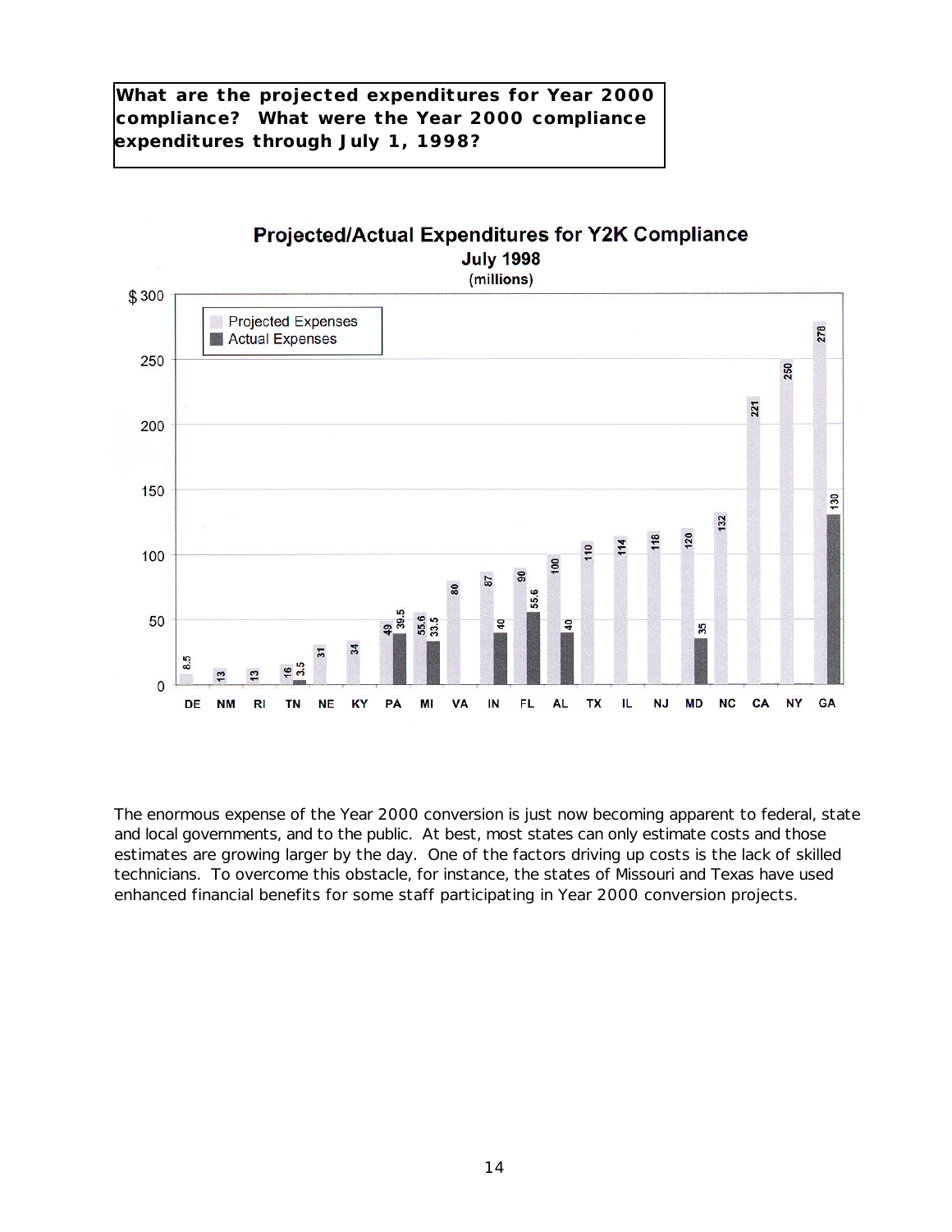**What are the projected expenditures for Year 2000 compliance? What were the Year 2000 compliance expenditures through July 1, 1998?**

**Projected/Actual Expenditures for Y2K Compliance**
**July 1998**
(millions)

| State | Projected Expenses | Actual Expenses |
|---|---|---|
| DE | 8.5 | |
| NM | 13 | |
| RI | 13 | |
| TN | 16 | 3.5 |
| NE | 31 | |
| KY | 34 | |
| PA | 49 | 39.5 |
| MI | 55.6 | 33.5 |
| VA | 80 | |
| IN | 87 | 40 |
| FL | 90 | 55.6 |
| AL | 100 | 40 |
| TX | 110 | |
| IL | 114 | |
| NJ | 118 | |
| MD | 120 | 35 |
| NC | 132 | |
| CA | 221 | |
| NY | 250 | |
| GA | 278 | 130 |

The enormous expense of the Year 2000 conversion is just now becoming apparent to federal, state and local governments, and to the public. At best, most states can only estimate costs and those estimates are growing larger by the day. One of the factors driving up costs is the lack of skilled technicians. To overcome this obstacle, for instance, the states of Missouri and Texas have used enhanced financial benefits for some staff participating in Year 2000 conversion projects.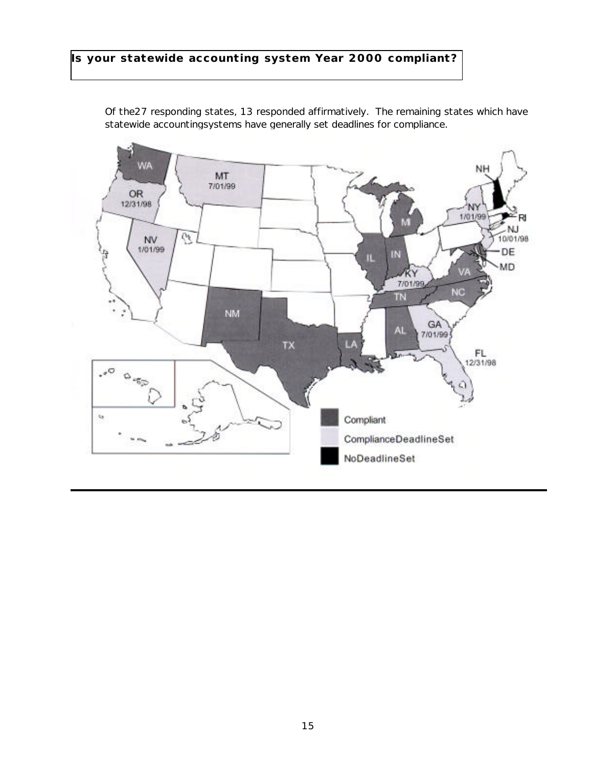## Is your statewide accounting system Year 2000 compliant?

Of the27 responding states, 13 responded affirmatively. The remaining states which have statewide accountingsystems have generally set deadlines for compliance.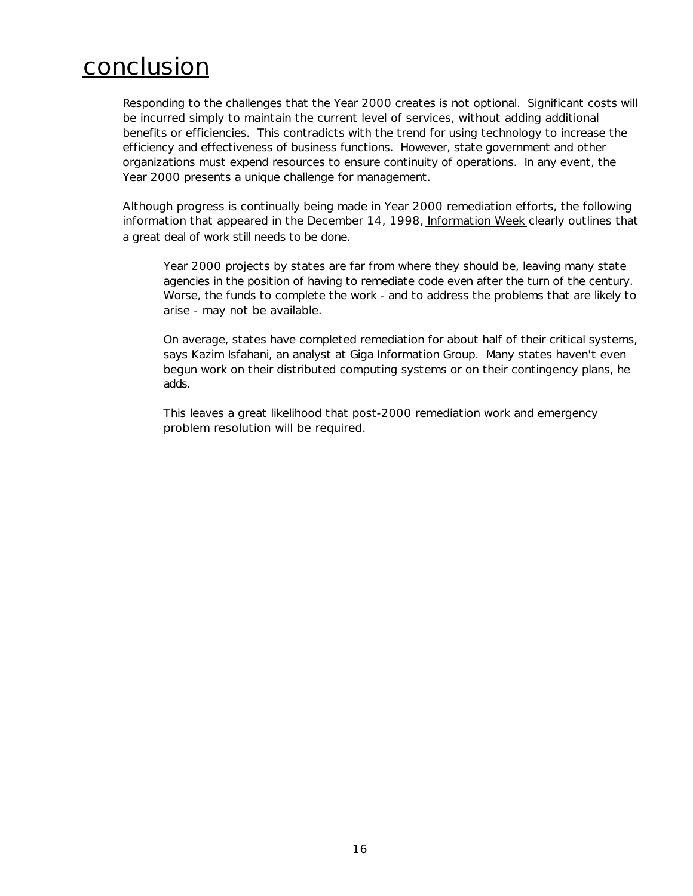# conclusion

Responding to the challenges that the Year 2000 creates is not optional. Significant costs will be incurred simply to maintain the current level of services, without adding additional benefits or efficiencies. This contradicts with the trend for using technology to increase the efficiency and effectiveness of business functions. However, state government and other organizations must expend resources to ensure continuity of operations. In any event, the Year 2000 presents a unique challenge for management.

Although progress is continually being made in Year 2000 remediation efforts, the following information that appeared in the December 14, 1998, Information Week clearly outlines that a great deal of work still needs to be done.

> Year 2000 projects by states are far from where they should be, leaving many state agencies in the position of having to remediate code even after the turn of the century. Worse, the funds to complete the work - and to address the problems that are likely to arise - may not be available.
>
> On average, states have completed remediation for about half of their critical systems, says Kazim Isfahani, an analyst at Giga Information Group. Many states haven't even begun work on their distributed computing systems or on their contingency plans, he adds.
>
> This leaves a great likelihood that post-2000 remediation work and emergency problem resolution will be required.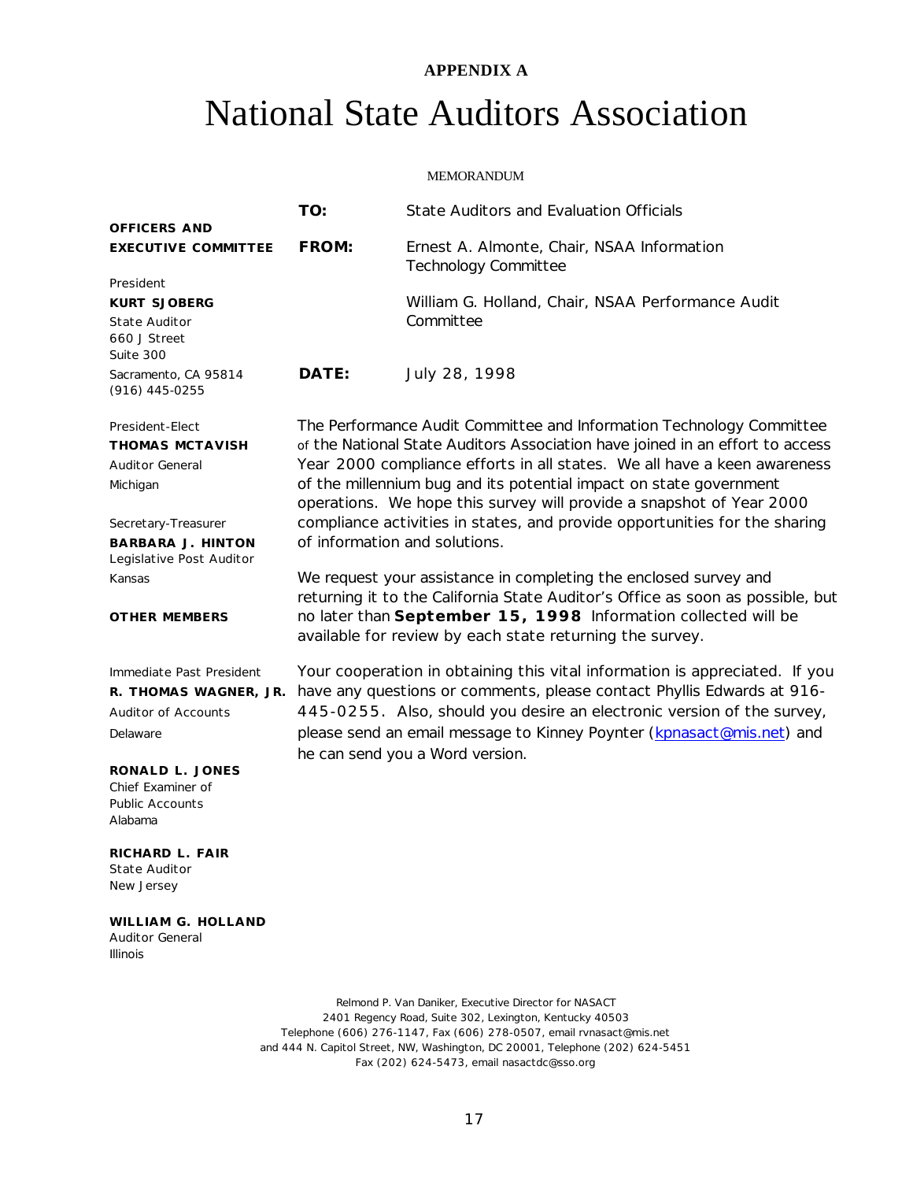**APPENDIX A**

# National State Auditors Association

MEMORANDUM

**TO:** State Auditors and Evaluation Officials

**FROM:** Ernest A. Almonte, Chair, NSAA Information Technology Committee

William G. Holland, Chair, NSAA Performance Audit Committee

**DATE:** July 28, 1998

The Performance Audit Committee and Information Technology Committee of the National State Auditors Association have joined in an effort to access Year 2000 compliance efforts in all states. We all have a keen awareness of the millennium bug and its potential impact on state government operations. We hope this survey will provide a snapshot of Year 2000 compliance activities in states, and provide opportunities for the sharing of information and solutions.

We request your assistance in completing the enclosed survey and returning it to the California State Auditor's Office as soon as possible, but no later than **September 15, 1998** Information collected will be available for review by each state returning the survey.

Your cooperation in obtaining this vital information is appreciated. If you have any questions or comments, please contact Phyllis Edwards at 916-445-0255. Also, should you desire an electronic version of the survey, please send an email message to Kinney Poynter (kpnasact@mis.net) and he can send you a Word version.

**OFFICERS AND EXECUTIVE COMMITTEE**

President
**KURT SJOBERG**
State Auditor
660 J Street
Suite 300
Sacramento, CA 95814
(916) 445-0255

President-Elect
**THOMAS MCTAVISH**
Auditor General
Michigan

Secretary-Treasurer
**BARBARA J. HINTON**
Legislative Post Auditor
Kansas

**OTHER MEMBERS**

Immediate Past President
**R. THOMAS WAGNER, JR.**
Auditor of Accounts
Delaware

**RONALD L. JONES**
Chief Examiner of Public Accounts
Alabama

**RICHARD L. FAIR**
State Auditor
New Jersey

**WILLIAM G. HOLLAND**
Auditor General
Illinois

Relmond P. Van Daniker, Executive Director for NASACT
2401 Regency Road, Suite 302, Lexington, Kentucky 40503
Telephone (606) 276-1147, Fax (606) 278-0507, email rvnasact@mis.net
and 444 N. Capitol Street, NW, Washington, DC 20001, Telephone (202) 624-5451
Fax (202) 624-5473, email nasactdc@sso.org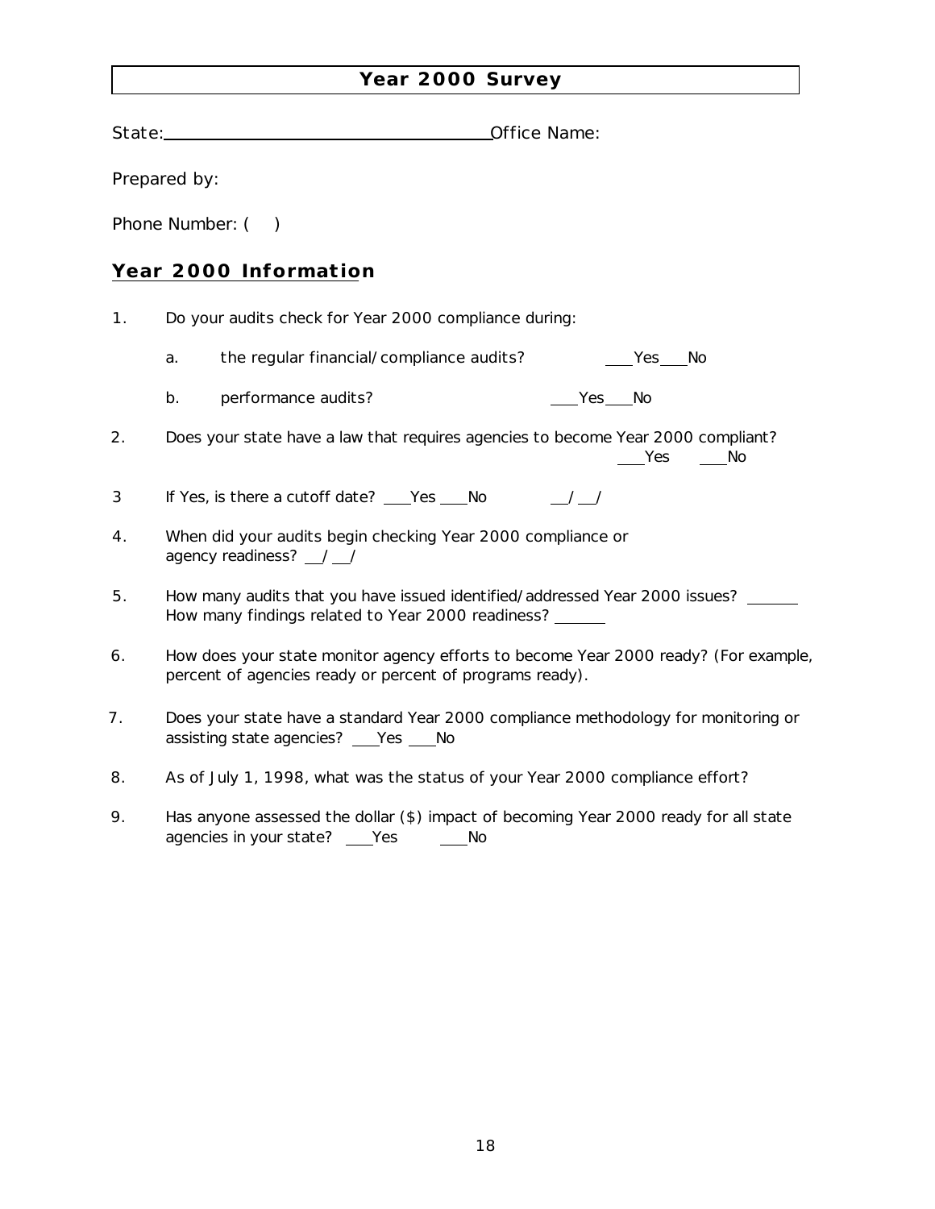# Year 2000 Survey

State:\_\_\_\_\_\_\_\_\_\_\_\_\_\_\_\_\_\_\_\_\_\_\_\_\_\_\_\_\_\_\_\_\_\_\_\_ Office Name:

Prepared by:

Phone Number: (   )

## Year 2000 Information

1. Do your audits check for Year 2000 compliance during:

   a. the regular financial/compliance audits? \_\_\_Yes\_\_\_No

   b. performance audits? \_\_\_Yes\_\_\_No

2. Does your state have a law that requires agencies to become Year 2000 compliant? \_\_\_Yes \_\_\_No

3. If Yes, is there a cutoff date? \_\_\_Yes \_\_\_No \_\_/\_\_/

4. When did your audits begin checking Year 2000 compliance or agency readiness? \_\_/\_\_/

5. How many audits that you have issued identified/addressed Year 2000 issues? \_\_\_\_\_\_
   How many findings related to Year 2000 readiness? \_\_\_\_\_\_

6. How does your state monitor agency efforts to become Year 2000 ready? (For example, percent of agencies ready or percent of programs ready).

7. Does your state have a standard Year 2000 compliance methodology for monitoring or assisting state agencies? \_\_\_Yes \_\_\_No

8. As of July 1, 1998, what was the status of your Year 2000 compliance effort?

9. Has anyone assessed the dollar ($) impact of becoming Year 2000 ready for all state agencies in your state? \_\_\_Yes \_\_\_No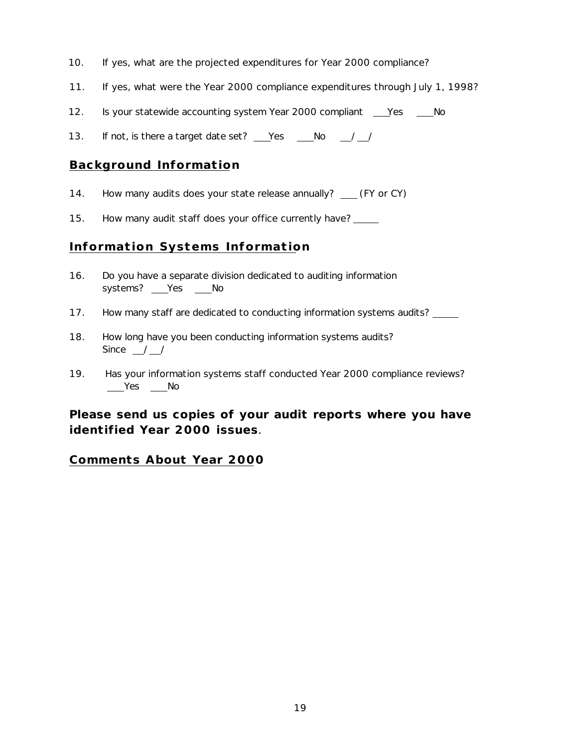10. If yes, what are the projected expenditures for Year 2000 compliance?

11. If yes, what were the Year 2000 compliance expenditures through July 1, 1998?

12. Is your statewide accounting system Year 2000 compliant \_\_\_Yes \_\_\_No

13. If not, is there a target date set? \_\_\_Yes \_\_\_No \_\_/\_\_/

## Background Information

14. How many audits does your state release annually? \_\_\_ (FY or CY)

15. How many audit staff does your office currently have? \_\_\_\_\_

## Information Systems Information

16. Do you have a separate division dedicated to auditing information systems? \_\_\_Yes \_\_\_No

17. How many staff are dedicated to conducting information systems audits? \_\_\_\_\_

18. How long have you been conducting information systems audits? Since \_\_/\_\_/

19. Has your information systems staff conducted Year 2000 compliance reviews? \_\_\_Yes \_\_\_No

**Please send us copies of your audit reports where you have identified Year 2000 issues**.

## Comments About Year 2000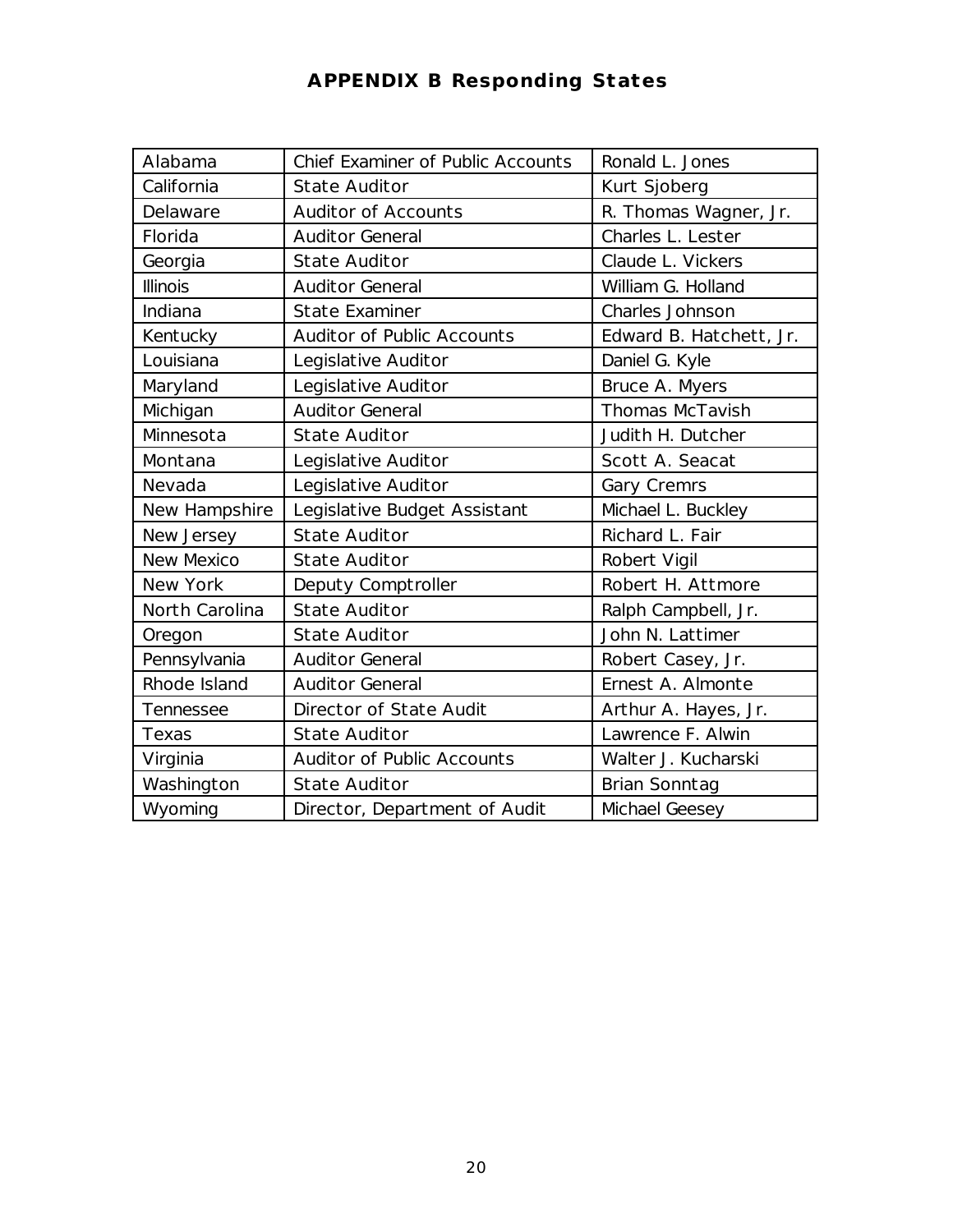# APPENDIX B Responding States

| | | |
|---|---|---|
| Alabama | Chief Examiner of Public Accounts | Ronald L. Jones |
| California | State Auditor | Kurt Sjoberg |
| Delaware | Auditor of Accounts | R. Thomas Wagner, Jr. |
| Florida | Auditor General | Charles L. Lester |
| Georgia | State Auditor | Claude L. Vickers |
| Illinois | Auditor General | William G. Holland |
| Indiana | State Examiner | Charles Johnson |
| Kentucky | Auditor of Public Accounts | Edward B. Hatchett, Jr. |
| Louisiana | Legislative Auditor | Daniel G. Kyle |
| Maryland | Legislative Auditor | Bruce A. Myers |
| Michigan | Auditor General | Thomas McTavish |
| Minnesota | State Auditor | Judith H. Dutcher |
| Montana | Legislative Auditor | Scott A. Seacat |
| Nevada | Legislative Auditor | Gary Cremrs |
| New Hampshire | Legislative Budget Assistant | Michael L. Buckley |
| New Jersey | State Auditor | Richard L. Fair |
| New Mexico | State Auditor | Robert Vigil |
| New York | Deputy Comptroller | Robert H. Attmore |
| North Carolina | State Auditor | Ralph Campbell, Jr. |
| Oregon | State Auditor | John N. Lattimer |
| Pennsylvania | Auditor General | Robert Casey, Jr. |
| Rhode Island | Auditor General | Ernest A. Almonte |
| Tennessee | Director of State Audit | Arthur A. Hayes, Jr. |
| Texas | State Auditor | Lawrence F. Alwin |
| Virginia | Auditor of Public Accounts | Walter J. Kucharski |
| Washington | State Auditor | Brian Sonntag |
| Wyoming | Director, Department of Audit | Michael Geesey |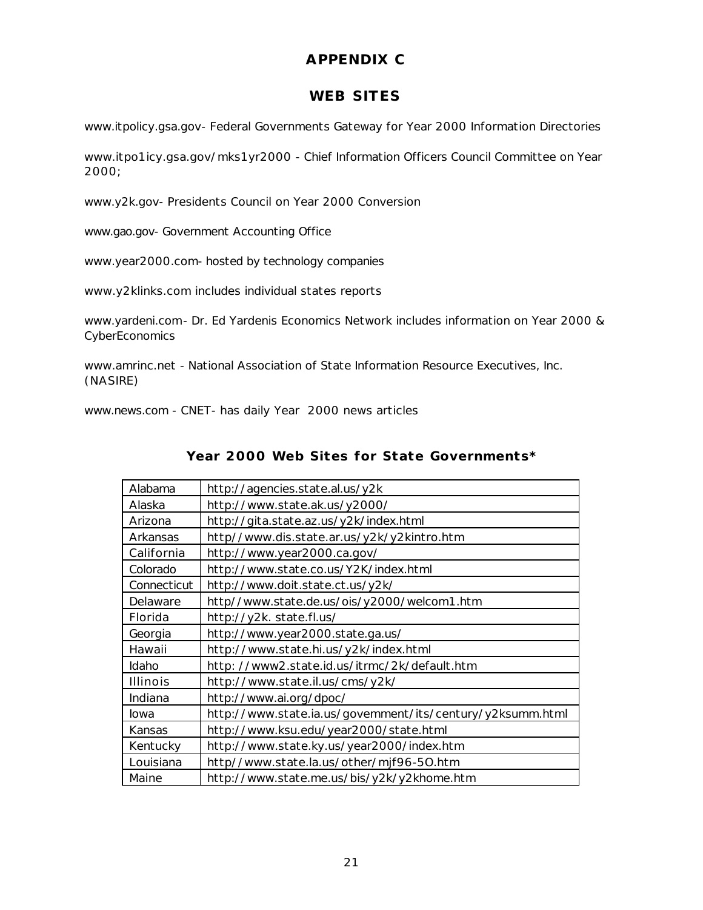# APPENDIX C

## WEB SITES

www.itpolicy.gsa.gov- Federal Governments Gateway for Year 2000 Information Directories

www.itpo1icy.gsa.gov/mks1yr2000 - Chief Information Officers Council Committee on Year 2000;

www.y2k.gov- Presidents Council on Year 2000 Conversion

www.gao.gov- Government Accounting Office

www.year2000.com- hosted by technology companies

www.y2klinks.com includes individual states reports

www.yardeni.com- Dr. Ed Yardenis Economics Network includes information on Year 2000 & CyberEconomics

www.amrinc.net - National Association of State Information Resource Executives, Inc. (NASIRE)

www.news.com - CNET- has daily Year 2000 news articles

### Year 2000 Web Sites for State Governments*

| | |
|---|---|
| Alabama | http://agencies.state.al.us/y2k |
| Alaska | http://www.state.ak.us/y2000/ |
| Arizona | http://gita.state.az.us/y2k/index.html |
| Arkansas | http//www.dis.state.ar.us/y2k/y2kintro.htm |
| California | http://www.year2000.ca.gov/ |
| Colorado | http://www.state.co.us/Y2K/index.html |
| Connecticut | http://www.doit.state.ct.us/y2k/ |
| Delaware | http//www.state.de.us/ois/y2000/welcom1.htm |
| Florida | http://y2k. state.fl.us/ |
| Georgia | http://www.year2000.state.ga.us/ |
| Hawaii | http://www.state.hi.us/y2k/index.html |
| Idaho | http: //www2.state.id.us/itrmc/2k/default.htm |
| Illinois | http://www.state.il.us/cms/y2k/ |
| Indiana | http://www.ai.org/dpoc/ |
| Iowa | http://www.state.ia.us/govemment/its/century/y2ksumm.html |
| Kansas | http://www.ksu.edu/year2000/state.html |
| Kentucky | http://www.state.ky.us/year2000/index.htm |
| Louisiana | http//www.state.la.us/other/mjf96-5O.htm |
| Maine | http://www.state.me.us/bis/y2k/y2khome.htm |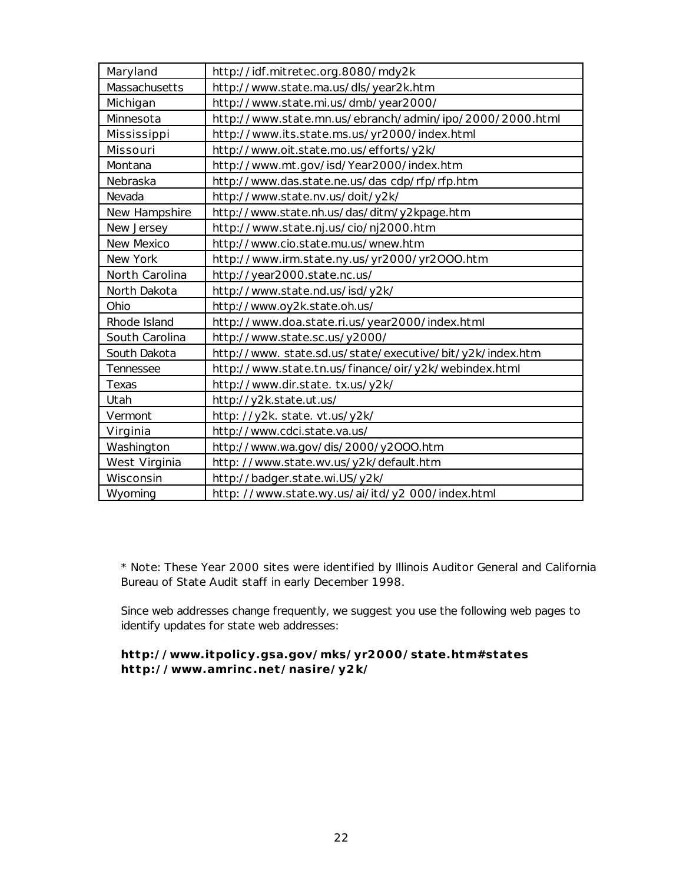| Maryland | http://idf.mitretec.org.8080/mdy2k |
|---|---|
| Massachusetts | http://www.state.ma.us/dls/year2k.htm |
| Michigan | http://www.state.mi.us/dmb/year2000/ |
| Minnesota | http://www.state.mn.us/ebranch/admin/ipo/2000/2000.html |
| Mississippi | http://www.its.state.ms.us/yr2000/index.html |
| Missouri | http://www.oit.state.mo.us/efforts/y2k/ |
| Montana | http://www.mt.gov/isd/Year2000/index.htm |
| Nebraska | http://www.das.state.ne.us/das cdp/rfp/rfp.htm |
| Nevada | http://www.state.nv.us/doit/y2k/ |
| New Hampshire | http://www.state.nh.us/das/ditm/y2kpage.htm |
| New Jersey | http://www.state.nj.us/cio/nj2000.htm |
| New Mexico | http://www.cio.state.mu.us/wnew.htm |
| New York | http://www.irm.state.ny.us/yr2000/yr2OOO.htm |
| North Carolina | http://year2000.state.nc.us/ |
| North Dakota | http://www.state.nd.us/isd/y2k/ |
| Ohio | http://www.oy2k.state.oh.us/ |
| Rhode Island | http://www.doa.state.ri.us/year2000/index.html |
| South Carolina | http://www.state.sc.us/y2000/ |
| South Dakota | http://www. state.sd.us/state/executive/bit/y2k/index.htm |
| Tennessee | http://www.state.tn.us/finance/oir/y2k/webindex.html |
| Texas | http://www.dir.state. tx.us/y2k/ |
| Utah | http://y2k.state.ut.us/ |
| Vermont | http: //y2k. state. vt.us/y2k/ |
| Virginia | http://www.cdci.state.va.us/ |
| Washington | http://www.wa.gov/dis/2000/y2OOO.htm |
| West Virginia | http: //www.state.wv.us/y2k/default.htm |
| Wisconsin | http://badger.state.wi.US/y2k/ |
| Wyoming | http: //www.state.wy.us/ai/itd/y2 000/index.html |

* Note: These Year 2000 sites were identified by Illinois Auditor General and California Bureau of State Audit staff in early December 1998.

Since web addresses change frequently, we suggest you use the following web pages to identify updates for state web addresses:

**http://www.itpolicy.gsa.gov/mks/yr2000/state.htm#states**
**http://www.amrinc.net/nasire/y2k/**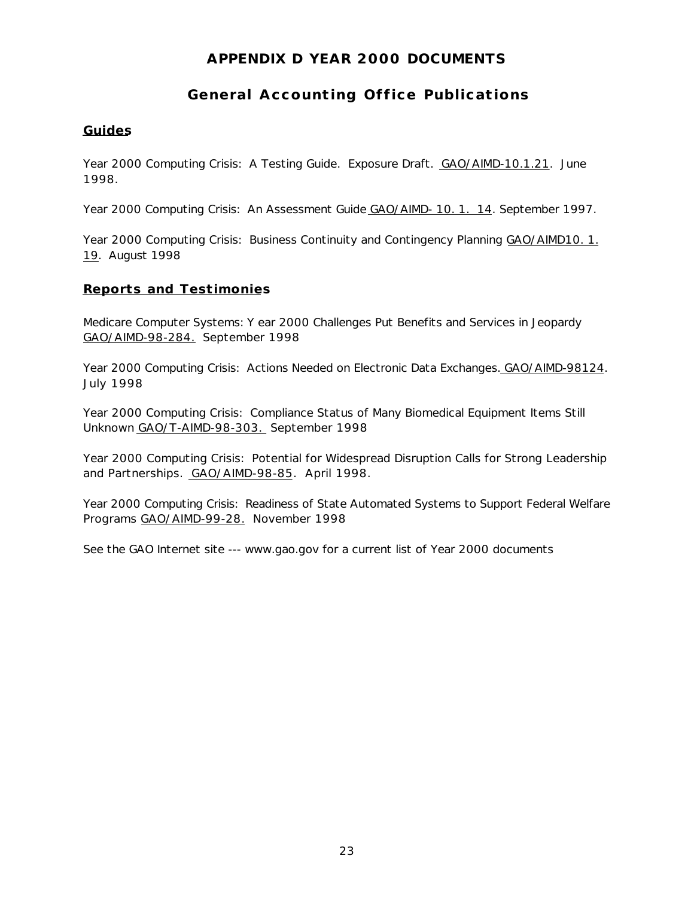# APPENDIX D YEAR 2000 DOCUMENTS

## General Accounting Office Publications

### Guides

Year 2000 Computing Crisis: A Testing Guide. Exposure Draft. GAO/AIMD-10.1.21. June 1998.

Year 2000 Computing Crisis: An Assessment Guide GAO/AIMD- 10. 1. 14. September 1997.

Year 2000 Computing Crisis: Business Continuity and Contingency Planning GAO/AIMD10. 1. 19. August 1998

### Reports and Testimonies

Medicare Computer Systems: Y ear 2000 Challenges Put Benefits and Services in Jeopardy GAO/AIMD-98-284. September 1998

Year 2000 Computing Crisis: Actions Needed on Electronic Data Exchanges. GAO/AIMD-98124. July 1998

Year 2000 Computing Crisis: Compliance Status of Many Biomedical Equipment Items Still Unknown GAO/T-AIMD-98-303. September 1998

Year 2000 Computing Crisis: Potential for Widespread Disruption Calls for Strong Leadership and Partnerships. GAO/AIMD-98-85. April 1998.

Year 2000 Computing Crisis: Readiness of State Automated Systems to Support Federal Welfare Programs GAO/AIMD-99-28. November 1998

See the GAO Internet site --- www.gao.gov for a current list of Year 2000 documents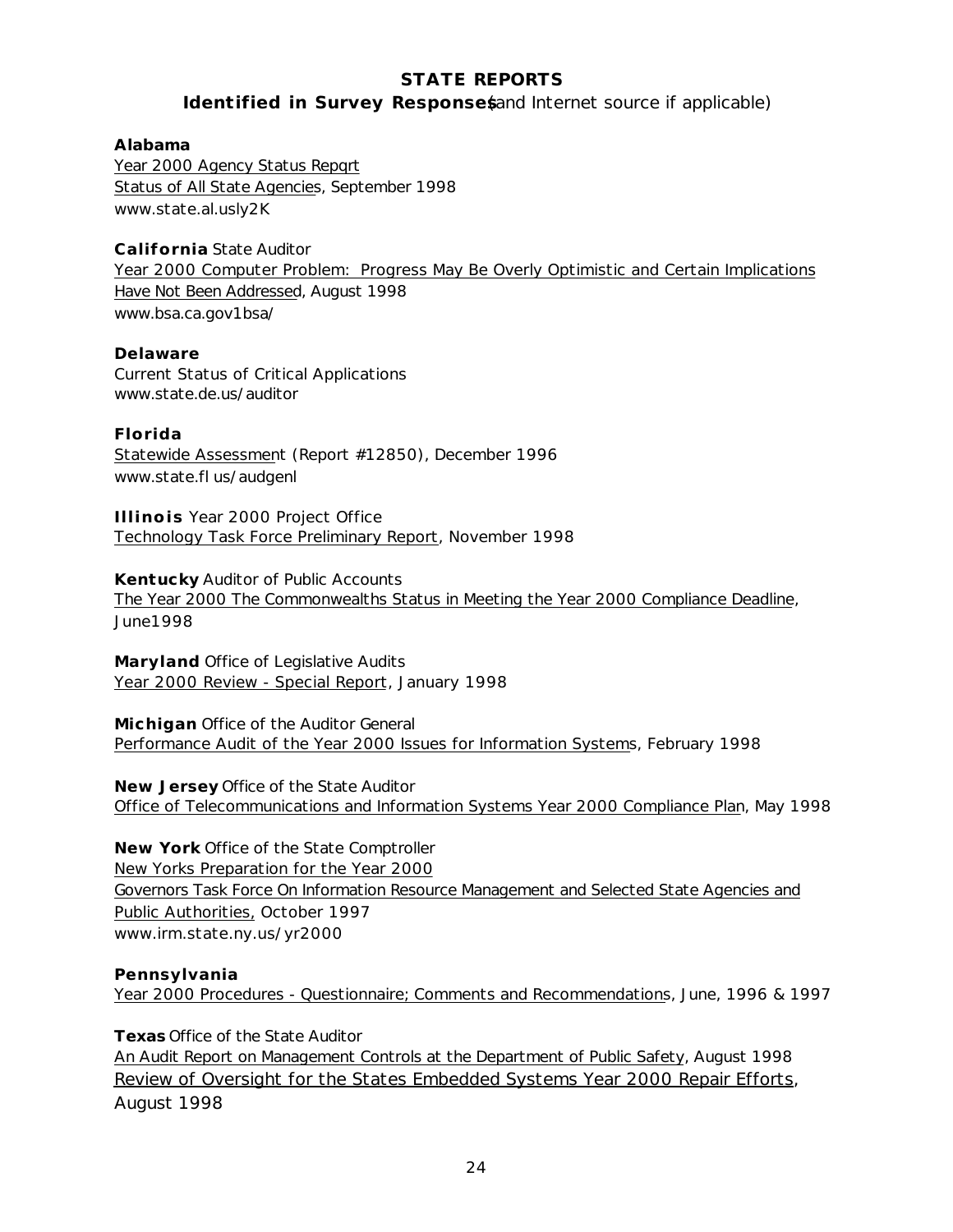## STATE REPORTS

### Identified in Survey Responses (and Internet source if applicable)

**Alabama**
Year 2000 Agency Status Repqrt
Status of All State Agencies, September 1998
www.state.al.usly2K

**California** State Auditor
Year 2000 Computer Problem: Progress May Be Overly Optimistic and Certain Implications Have Not Been Addressed, August 1998
www.bsa.ca.gov1bsa/

**Delaware**
Current Status of Critical Applications
www.state.de.us/auditor

**Florida**
Statewide Assessment (Report #12850), December 1996
www.state.fl us/audgenl

**Illinois** Year 2000 Project Office
Technology Task Force Preliminary Report, November 1998

**Kentucky** Auditor of Public Accounts
The Year 2000 The Commonwealths Status in Meeting the Year 2000 Compliance Deadline, June1998

**Maryland** Office of Legislative Audits
Year 2000 Review - Special Report, January 1998

**Michigan** Office of the Auditor General
Performance Audit of the Year 2000 Issues for Information Systems, February 1998

**New Jersey** Office of the State Auditor
Office of Telecommunications and Information Systems Year 2000 Compliance Plan, May 1998

**New York** Office of the State Comptroller
New Yorks Preparation for the Year 2000
Governors Task Force On Information Resource Management and Selected State Agencies and Public Authorities, October 1997
www.irm.state.ny.us/yr2000

**Pennsylvania**
Year 2000 Procedures - Questionnaire; Comments and Recommendations, June, 1996 & 1997

**Texas** Office of the State Auditor
An Audit Report on Management Controls at the Department of Public Safety, August 1998
Review of Oversight for the States Embedded Systems Year 2000 Repair Efforts, August 1998